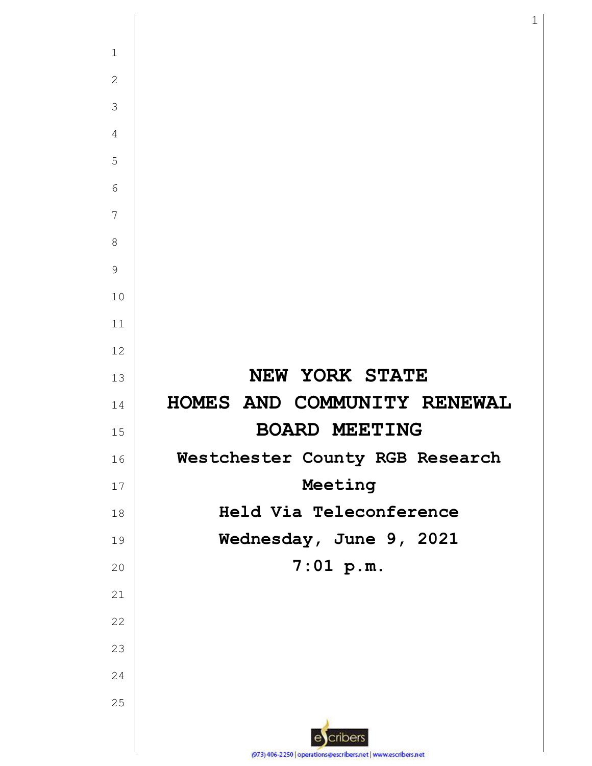# NEW YORK STATE
# HOMES AND COMMUNITY RENEWAL
# BOARD MEETING

**Westchester County RGB Research Meeting**

**Held Via Teleconference**

**Wednesday, June 9, 2021**

**7:01 p.m.**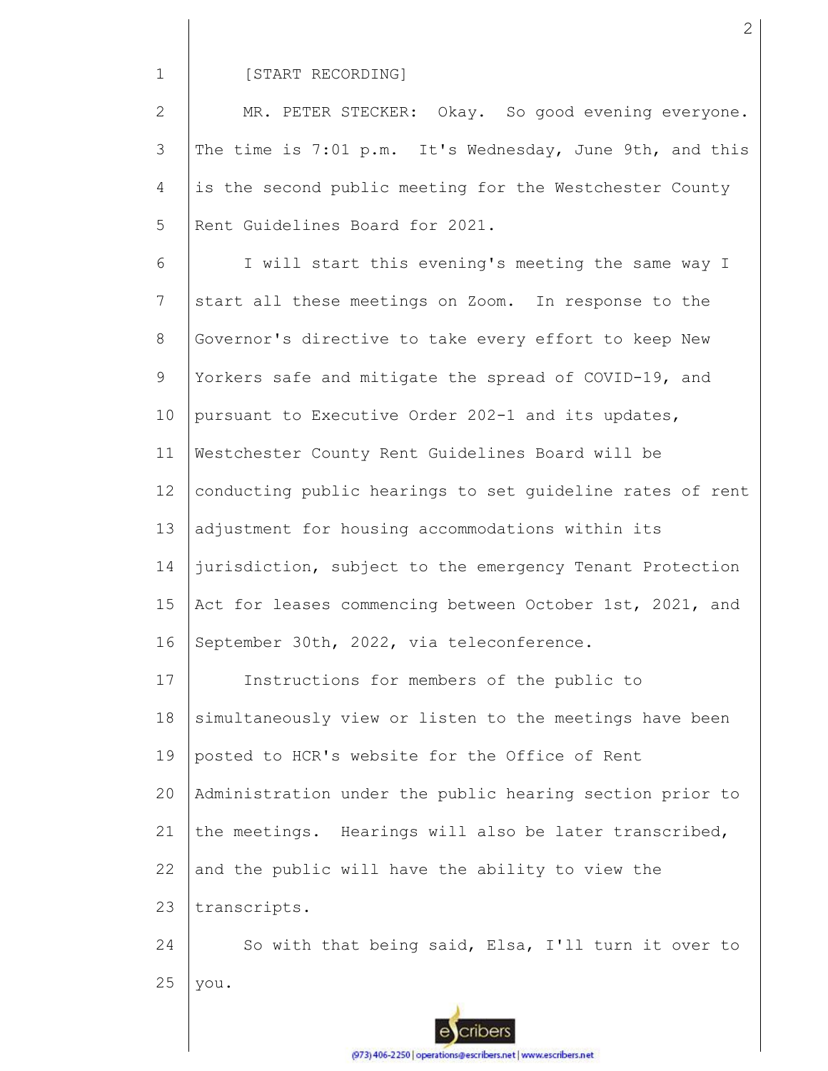[START RECORDING]

MR. PETER STECKER: Okay. So good evening everyone. The time is 7:01 p.m. It's Wednesday, June 9th, and this is the second public meeting for the Westchester County Rent Guidelines Board for 2021.

I will start this evening's meeting the same way I start all these meetings on Zoom. In response to the Governor's directive to take every effort to keep New Yorkers safe and mitigate the spread of COVID-19, and pursuant to Executive Order 202-1 and its updates, Westchester County Rent Guidelines Board will be conducting public hearings to set guideline rates of rent adjustment for housing accommodations within its jurisdiction, subject to the emergency Tenant Protection Act for leases commencing between October 1st, 2021, and September 30th, 2022, via teleconference.

Instructions for members of the public to simultaneously view or listen to the meetings have been posted to HCR's website for the Office of Rent Administration under the public hearing section prior to the meetings. Hearings will also be later transcribed, and the public will have the ability to view the transcripts.

So with that being said, Elsa, I'll turn it over to you.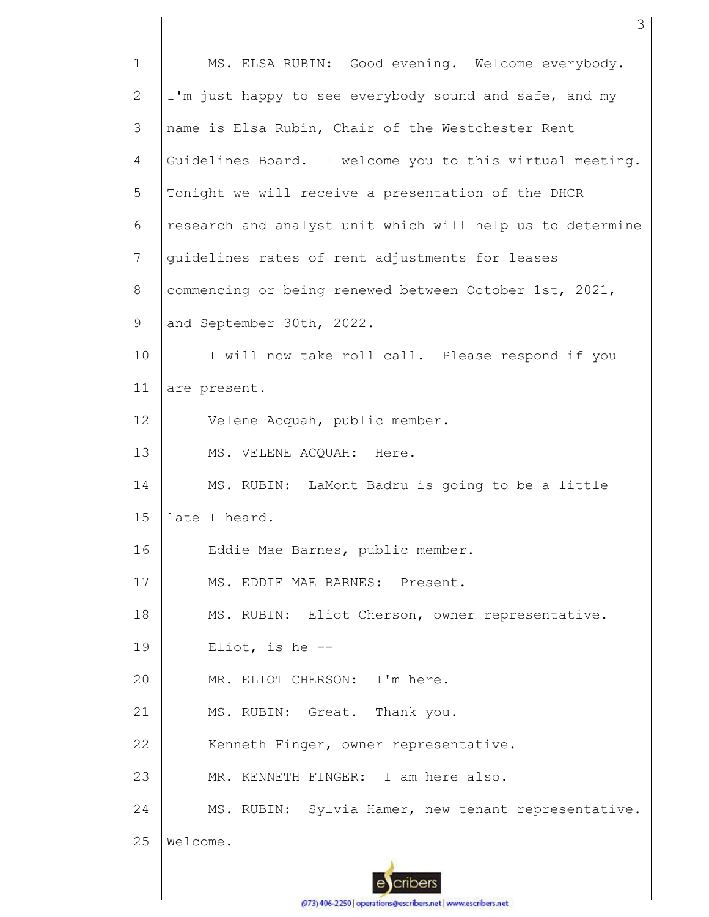MS. ELSA RUBIN: Good evening. Welcome everybody. I'm just happy to see everybody sound and safe, and my name is Elsa Rubin, Chair of the Westchester Rent Guidelines Board. I welcome you to this virtual meeting. Tonight we will receive a presentation of the DHCR research and analyst unit which will help us to determine guidelines rates of rent adjustments for leases commencing or being renewed between October 1st, 2021, and September 30th, 2022.

I will now take roll call. Please respond if you are present.

Velene Acquah, public member.

MS. VELENE ACQUAH: Here.

MS. RUBIN: LaMont Badru is going to be a little late I heard.

Eddie Mae Barnes, public member.

MS. EDDIE MAE BARNES: Present.

MS. RUBIN: Eliot Cherson, owner representative.

Eliot, is he --

MR. ELIOT CHERSON: I'm here.

MS. RUBIN: Great. Thank you.

Kenneth Finger, owner representative.

MR. KENNETH FINGER: I am here also.

MS. RUBIN: Sylvia Hamer, new tenant representative. Welcome.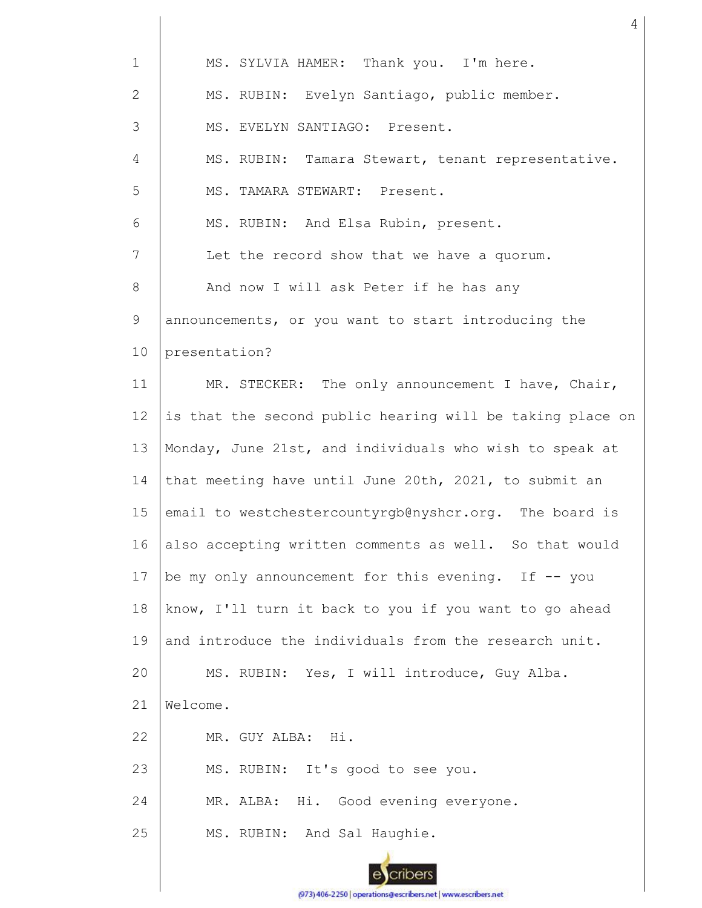MS. SYLVIA HAMER: Thank you. I'm here.

MS. RUBIN: Evelyn Santiago, public member.

MS. EVELYN SANTIAGO: Present.

MS. RUBIN: Tamara Stewart, tenant representative.

MS. TAMARA STEWART: Present.

MS. RUBIN: And Elsa Rubin, present.

Let the record show that we have a quorum.

And now I will ask Peter if he has any announcements, or you want to start introducing the presentation?

MR. STECKER: The only announcement I have, Chair, is that the second public hearing will be taking place on Monday, June 21st, and individuals who wish to speak at that meeting have until June 20th, 2021, to submit an email to westchestercountyrgb@nyshcr.org. The board is also accepting written comments as well. So that would be my only announcement for this evening. If -- you know, I'll turn it back to you if you want to go ahead and introduce the individuals from the research unit.

MS. RUBIN: Yes, I will introduce, Guy Alba. Welcome.

MR. GUY ALBA: Hi.

MS. RUBIN: It's good to see you.

MR. ALBA: Hi. Good evening everyone.

MS. RUBIN: And Sal Haughie.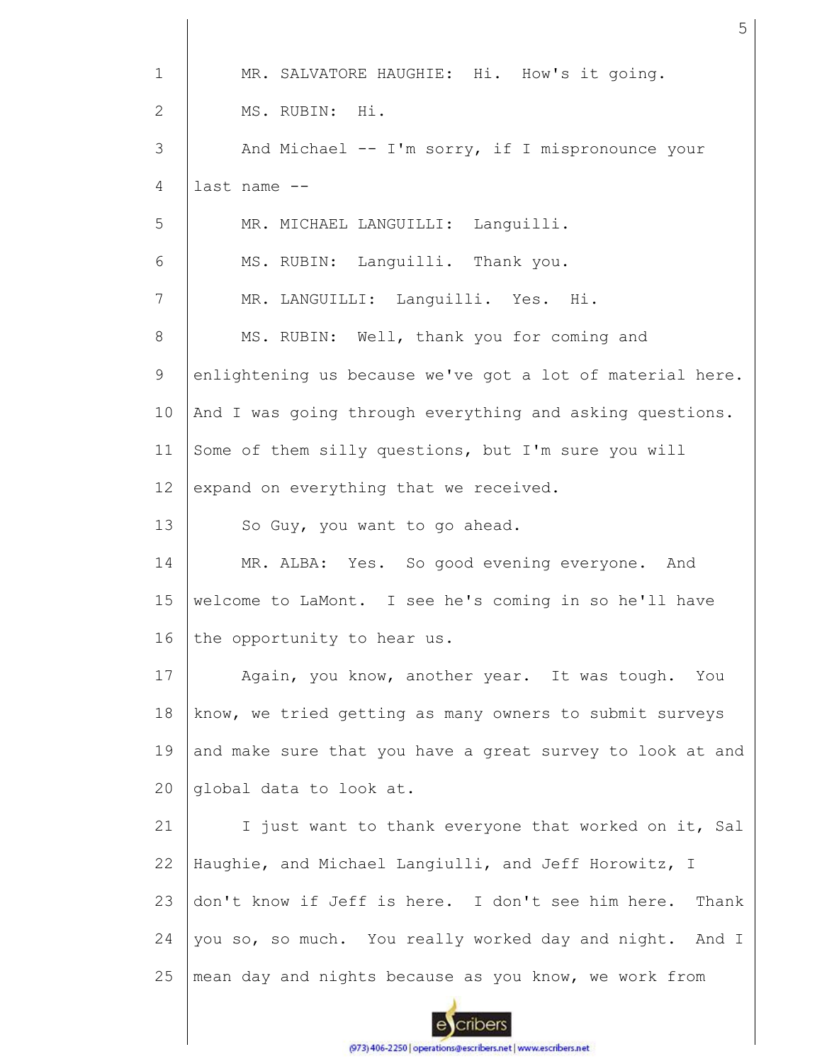MR. SALVATORE HAUGHIE: Hi. How's it going.

MS. RUBIN: Hi.

And Michael -- I'm sorry, if I mispronounce your last name --

MR. MICHAEL LANGUILLI: Languilli.

MS. RUBIN: Languilli. Thank you.

MR. LANGUILLI: Languilli. Yes. Hi.

MS. RUBIN: Well, thank you for coming and enlightening us because we've got a lot of material here. And I was going through everything and asking questions. Some of them silly questions, but I'm sure you will expand on everything that we received.

So Guy, you want to go ahead.

MR. ALBA: Yes. So good evening everyone. And welcome to LaMont. I see he's coming in so he'll have the opportunity to hear us.

Again, you know, another year. It was tough. You know, we tried getting as many owners to submit surveys and make sure that you have a great survey to look at and global data to look at.

I just want to thank everyone that worked on it, Sal Haughie, and Michael Langiulli, and Jeff Horowitz, I don't know if Jeff is here. I don't see him here. Thank you so, so much. You really worked day and night. And I mean day and nights because as you know, we work from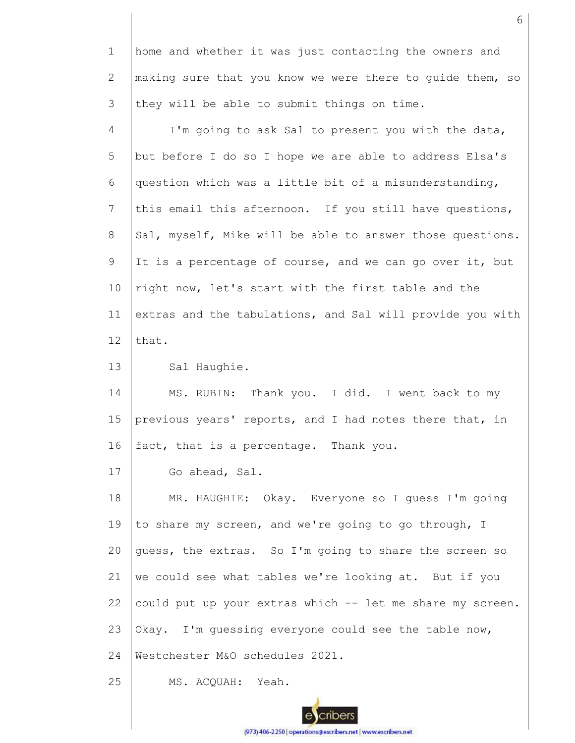home and whether it was just contacting the owners and making sure that you know we were there to guide them, so they will be able to submit things on time.

I'm going to ask Sal to present you with the data, but before I do so I hope we are able to address Elsa's question which was a little bit of a misunderstanding, this email this afternoon. If you still have questions, Sal, myself, Mike will be able to answer those questions. It is a percentage of course, and we can go over it, but right now, let's start with the first table and the extras and the tabulations, and Sal will provide you with that.

Sal Haughie.

MS. RUBIN: Thank you. I did. I went back to my previous years' reports, and I had notes there that, in fact, that is a percentage. Thank you.

Go ahead, Sal.

MR. HAUGHIE: Okay. Everyone so I guess I'm going to share my screen, and we're going to go through, I guess, the extras. So I'm going to share the screen so we could see what tables we're looking at. But if you could put up your extras which -- let me share my screen. Okay. I'm guessing everyone could see the table now, Westchester M&O schedules 2021.

MS. ACQUAH: Yeah.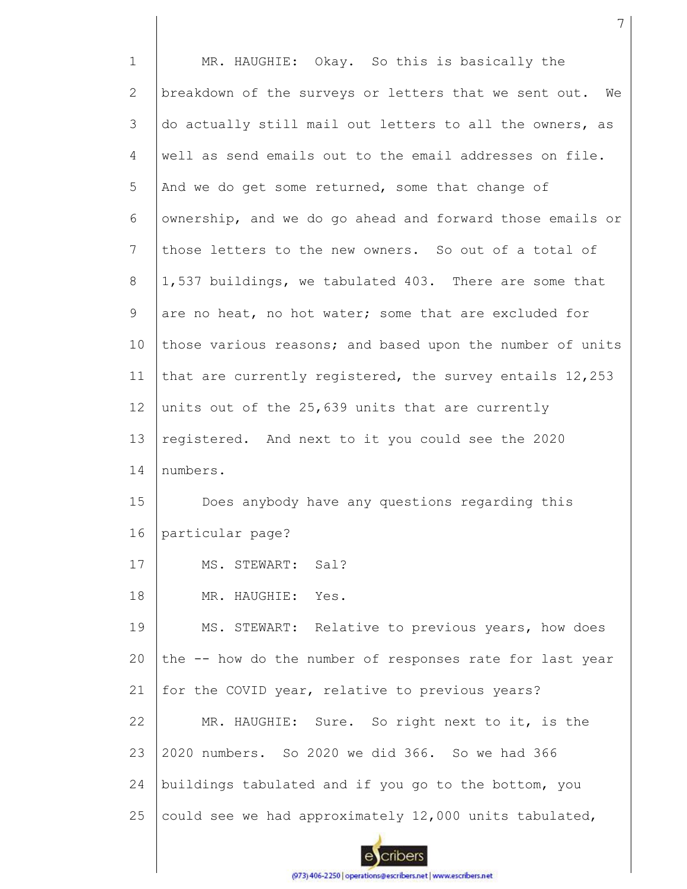MR. HAUGHIE: Okay. So this is basically the breakdown of the surveys or letters that we sent out. We do actually still mail out letters to all the owners, as well as send emails out to the email addresses on file. And we do get some returned, some that change of ownership, and we do go ahead and forward those emails or those letters to the new owners. So out of a total of 1,537 buildings, we tabulated 403. There are some that are no heat, no hot water; some that are excluded for those various reasons; and based upon the number of units that are currently registered, the survey entails 12,253 units out of the 25,639 units that are currently registered. And next to it you could see the 2020 numbers.

Does anybody have any questions regarding this particular page?

MS. STEWART: Sal?

MR. HAUGHIE: Yes.

MS. STEWART: Relative to previous years, how does the -- how do the number of responses rate for last year for the COVID year, relative to previous years?

MR. HAUGHIE: Sure. So right next to it, is the 2020 numbers. So 2020 we did 366. So we had 366 buildings tabulated and if you go to the bottom, you could see we had approximately 12,000 units tabulated,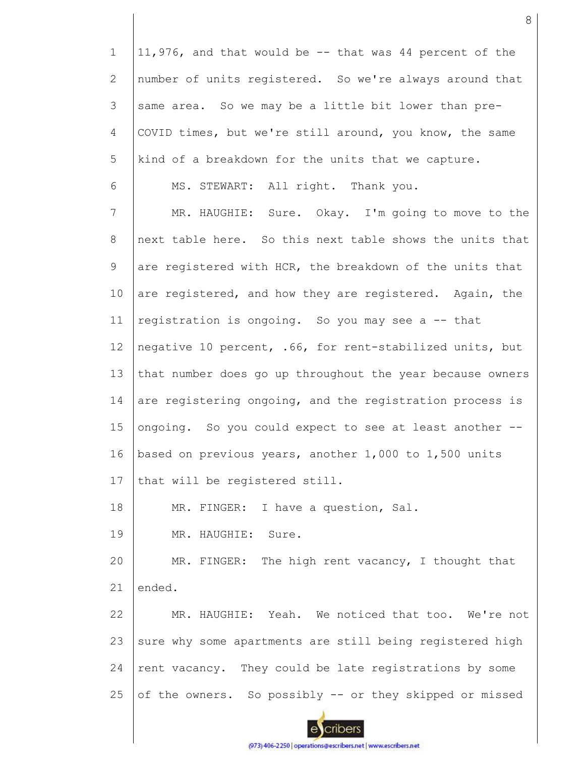11,976, and that would be -- that was 44 percent of the number of units registered. So we're always around that same area. So we may be a little bit lower than pre-COVID times, but we're still around, you know, the same kind of a breakdown for the units that we capture.

MS. STEWART: All right. Thank you.

MR. HAUGHIE: Sure. Okay. I'm going to move to the next table here. So this next table shows the units that are registered with HCR, the breakdown of the units that are registered, and how they are registered. Again, the registration is ongoing. So you may see a -- that negative 10 percent, .66, for rent-stabilized units, but that number does go up throughout the year because owners are registering ongoing, and the registration process is ongoing. So you could expect to see at least another -- based on previous years, another 1,000 to 1,500 units that will be registered still.

MR. FINGER: I have a question, Sal.

MR. HAUGHIE: Sure.

MR. FINGER: The high rent vacancy, I thought that ended.

MR. HAUGHIE: Yeah. We noticed that too. We're not sure why some apartments are still being registered high rent vacancy. They could be late registrations by some of the owners. So possibly -- or they skipped or missed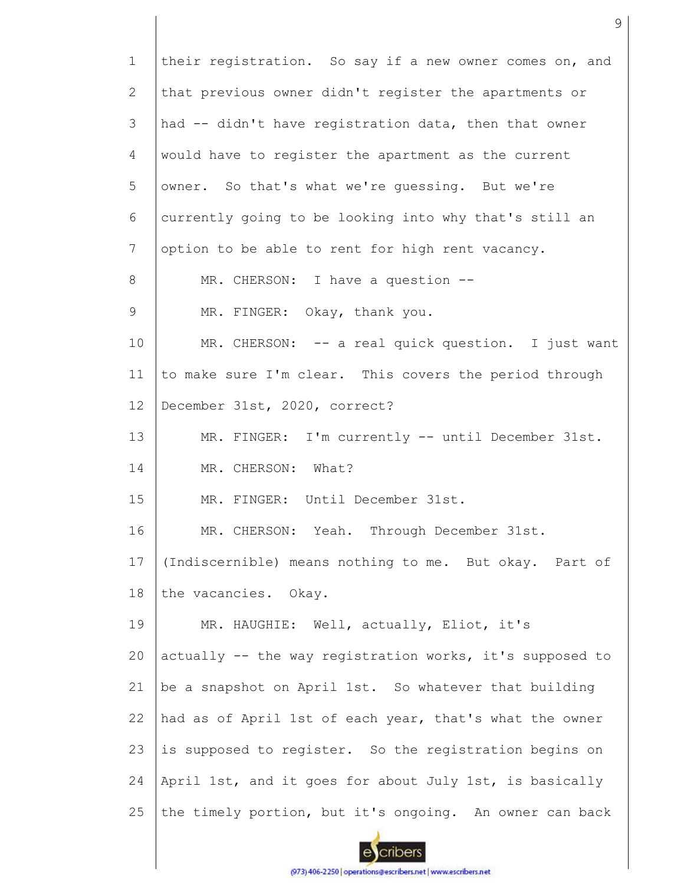their registration. So say if a new owner comes on, and that previous owner didn't register the apartments or had -- didn't have registration data, then that owner would have to register the apartment as the current owner. So that's what we're guessing. But we're currently going to be looking into why that's still an option to be able to rent for high rent vacancy.

MR. CHERSON: I have a question --

MR. FINGER: Okay, thank you.

MR. CHERSON: -- a real quick question. I just want to make sure I'm clear. This covers the period through December 31st, 2020, correct?

MR. FINGER: I'm currently -- until December 31st.

MR. CHERSON: What?

MR. FINGER: Until December 31st.

MR. CHERSON: Yeah. Through December 31st. (Indiscernible) means nothing to me. But okay. Part of the vacancies. Okay.

MR. HAUGHIE: Well, actually, Eliot, it's actually -- the way registration works, it's supposed to be a snapshot on April 1st. So whatever that building had as of April 1st of each year, that's what the owner is supposed to register. So the registration begins on April 1st, and it goes for about July 1st, is basically the timely portion, but it's ongoing. An owner can back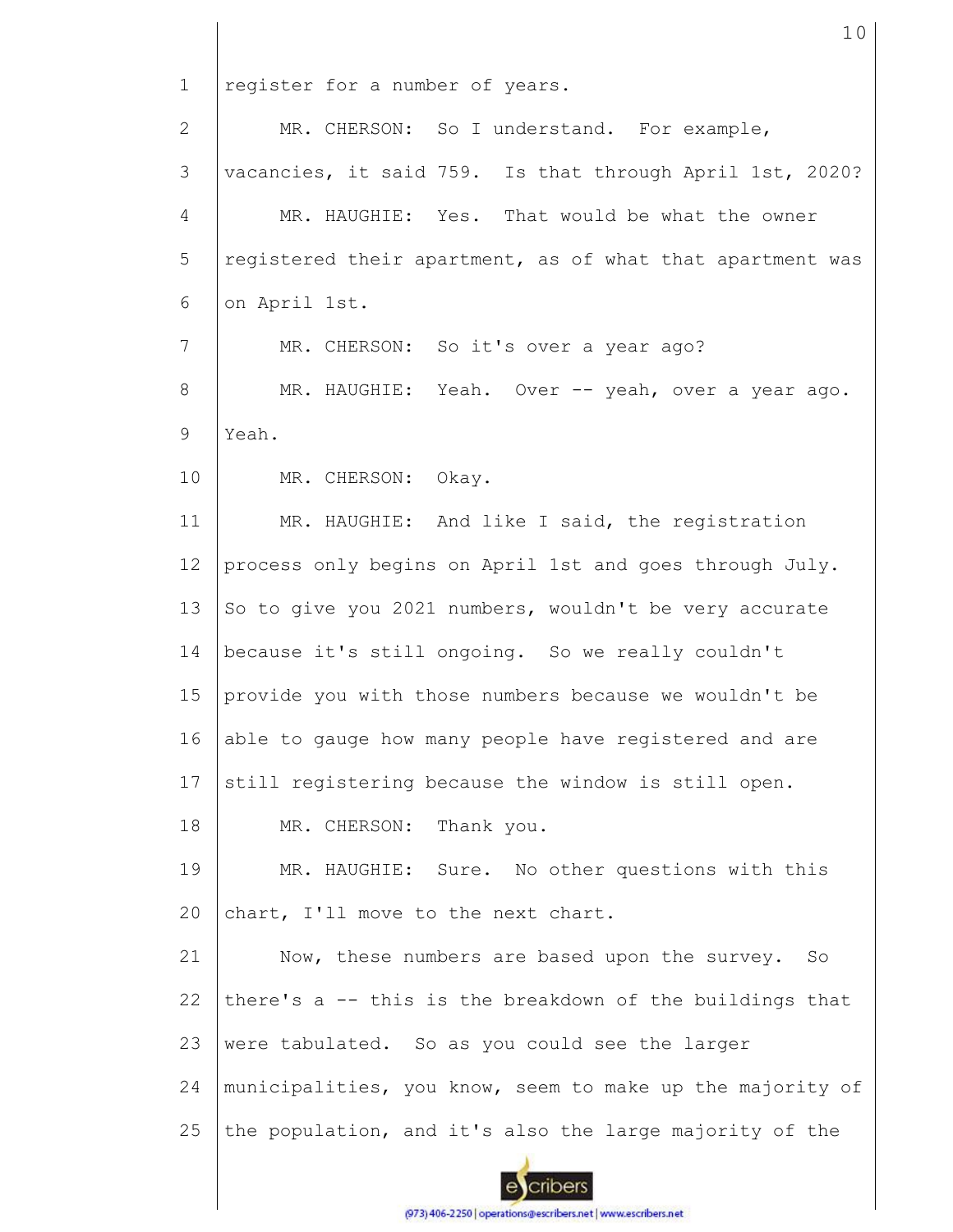register for a number of years.

MR. CHERSON: So I understand. For example, vacancies, it said 759. Is that through April 1st, 2020?

MR. HAUGHIE: Yes. That would be what the owner registered their apartment, as of what that apartment was on April 1st.

MR. CHERSON: So it's over a year ago?

MR. HAUGHIE: Yeah. Over -- yeah, over a year ago. Yeah.

MR. CHERSON: Okay.

MR. HAUGHIE: And like I said, the registration process only begins on April 1st and goes through July. So to give you 2021 numbers, wouldn't be very accurate because it's still ongoing. So we really couldn't provide you with those numbers because we wouldn't be able to gauge how many people have registered and are still registering because the window is still open.

MR. CHERSON: Thank you.

MR. HAUGHIE: Sure. No other questions with this chart, I'll move to the next chart.

Now, these numbers are based upon the survey. So there's a -- this is the breakdown of the buildings that were tabulated. So as you could see the larger municipalities, you know, seem to make up the majority of the population, and it's also the large majority of the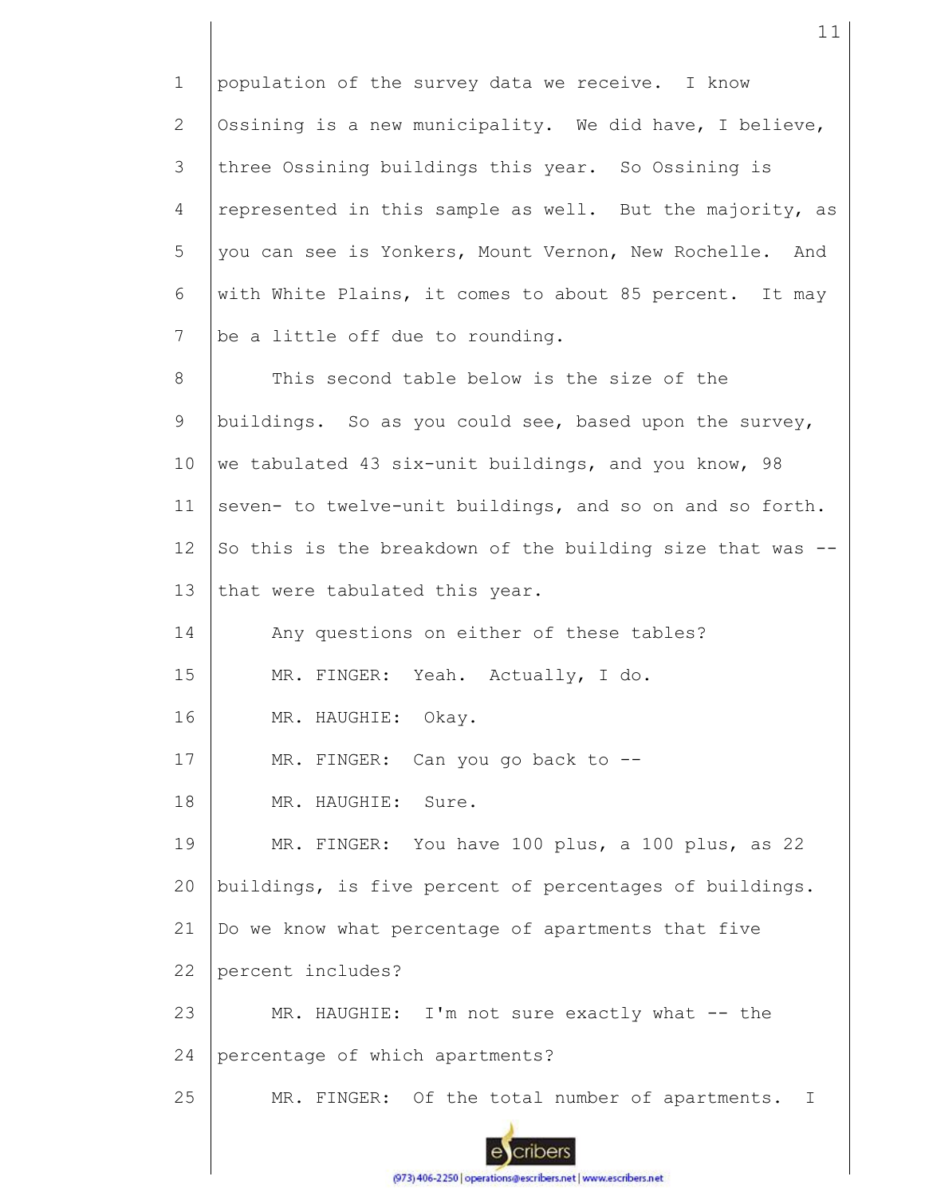population of the survey data we receive. I know Ossining is a new municipality. We did have, I believe, three Ossining buildings this year. So Ossining is represented in this sample as well. But the majority, as you can see is Yonkers, Mount Vernon, New Rochelle. And with White Plains, it comes to about 85 percent. It may be a little off due to rounding.

This second table below is the size of the buildings. So as you could see, based upon the survey, we tabulated 43 six-unit buildings, and you know, 98 seven- to twelve-unit buildings, and so on and so forth. So this is the breakdown of the building size that was -- that were tabulated this year.

Any questions on either of these tables?

MR. FINGER: Yeah. Actually, I do.

MR. HAUGHIE: Okay.

MR. FINGER: Can you go back to --

MR. HAUGHIE: Sure.

MR. FINGER: You have 100 plus, a 100 plus, as 22 buildings, is five percent of percentages of buildings. Do we know what percentage of apartments that five percent includes?

MR. HAUGHIE: I'm not sure exactly what -- the percentage of which apartments?

MR. FINGER: Of the total number of apartments. I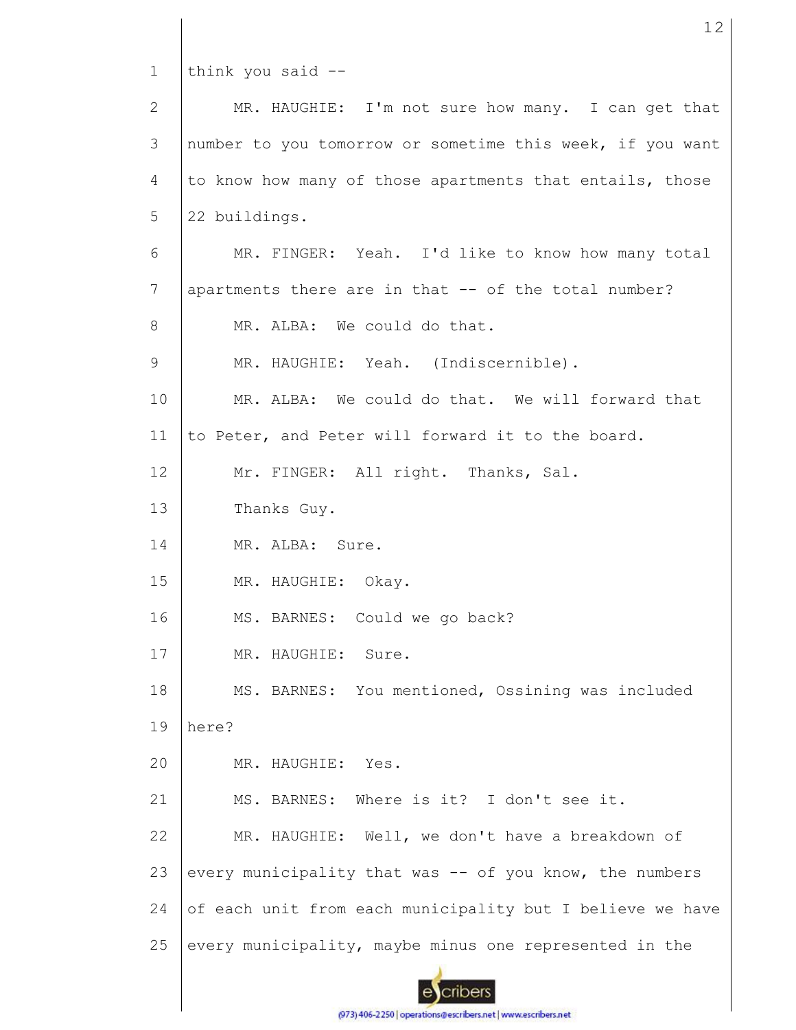think you said --

MR. HAUGHIE: I'm not sure how many. I can get that number to you tomorrow or sometime this week, if you want to know how many of those apartments that entails, those 22 buildings.

MR. FINGER: Yeah. I'd like to know how many total apartments there are in that -- of the total number?

MR. ALBA: We could do that.

MR. HAUGHIE: Yeah. (Indiscernible).

MR. ALBA: We could do that. We will forward that to Peter, and Peter will forward it to the board.

Mr. FINGER: All right. Thanks, Sal.

Thanks Guy.

MR. ALBA: Sure.

MR. HAUGHIE: Okay.

MS. BARNES: Could we go back?

MR. HAUGHIE: Sure.

MS. BARNES: You mentioned, Ossining was included here?

MR. HAUGHIE: Yes.

MS. BARNES: Where is it? I don't see it.

MR. HAUGHIE: Well, we don't have a breakdown of every municipality that was -- of you know, the numbers of each unit from each municipality but I believe we have every municipality, maybe minus one represented in the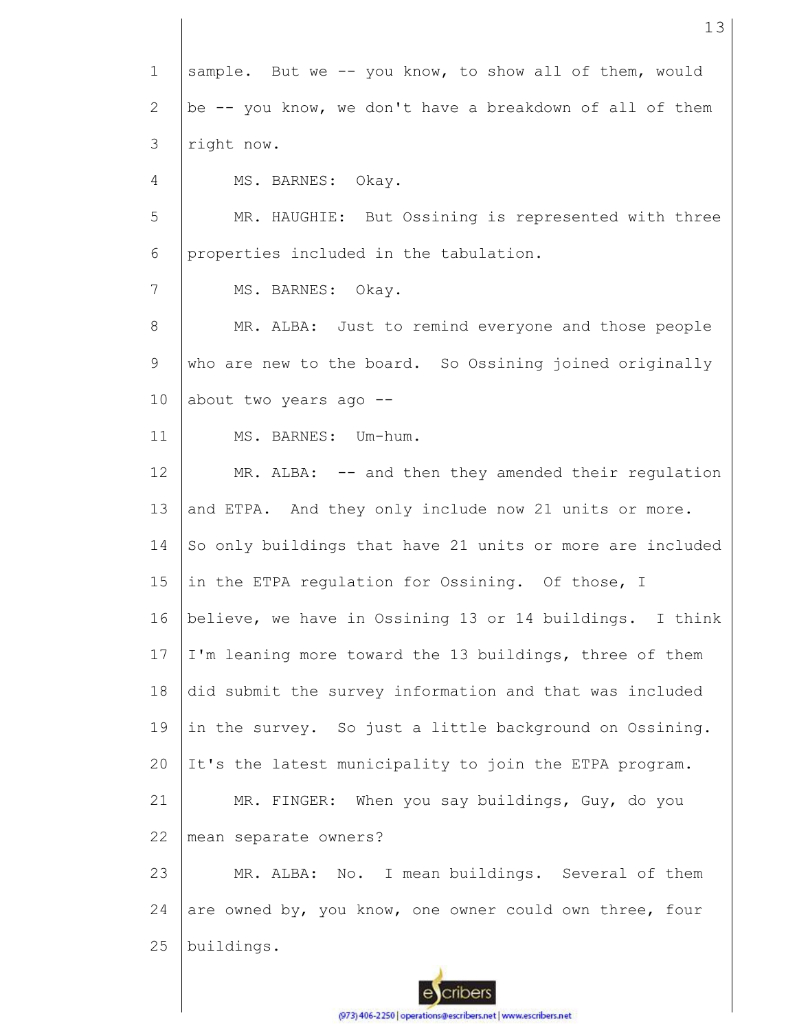sample. But we -- you know, to show all of them, would be -- you know, we don't have a breakdown of all of them right now.

MS. BARNES: Okay.

MR. HAUGHIE: But Ossining is represented with three properties included in the tabulation.

MS. BARNES: Okay.

MR. ALBA: Just to remind everyone and those people who are new to the board. So Ossining joined originally about two years ago --

MS. BARNES: Um-hum.

MR. ALBA: -- and then they amended their regulation and ETPA. And they only include now 21 units or more. So only buildings that have 21 units or more are included in the ETPA regulation for Ossining. Of those, I believe, we have in Ossining 13 or 14 buildings. I think I'm leaning more toward the 13 buildings, three of them did submit the survey information and that was included in the survey. So just a little background on Ossining. It's the latest municipality to join the ETPA program.

MR. FINGER: When you say buildings, Guy, do you mean separate owners?

MR. ALBA: No. I mean buildings. Several of them are owned by, you know, one owner could own three, four buildings.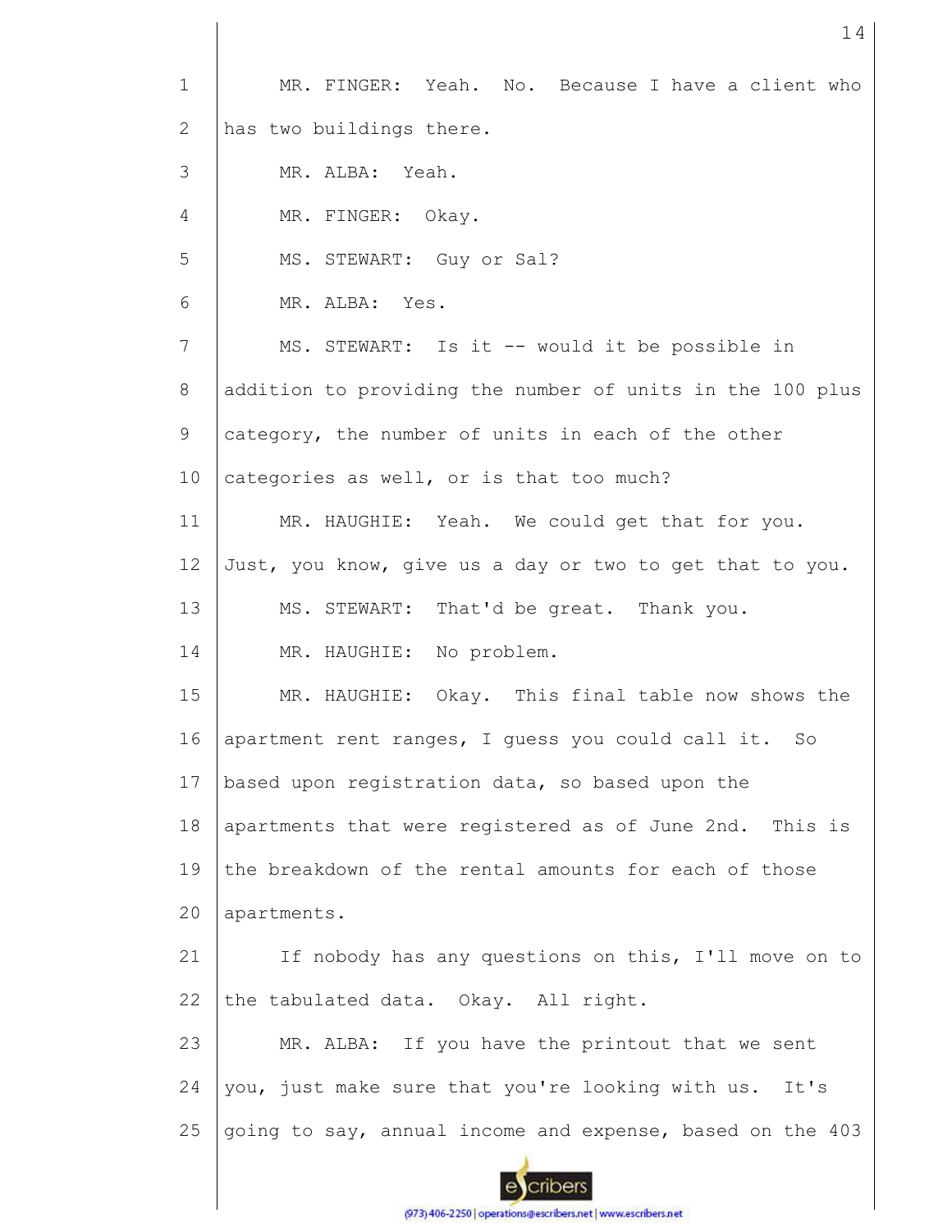MR. FINGER: Yeah. No. Because I have a client who has two buildings there.

MR. ALBA: Yeah.

MR. FINGER: Okay.

MS. STEWART: Guy or Sal?

MR. ALBA: Yes.

MS. STEWART: Is it -- would it be possible in addition to providing the number of units in the 100 plus category, the number of units in each of the other categories as well, or is that too much?

MR. HAUGHIE: Yeah. We could get that for you. Just, you know, give us a day or two to get that to you.

MS. STEWART: That'd be great. Thank you.

MR. HAUGHIE: No problem.

MR. HAUGHIE: Okay. This final table now shows the apartment rent ranges, I guess you could call it. So based upon registration data, so based upon the apartments that were registered as of June 2nd. This is the breakdown of the rental amounts for each of those apartments.

If nobody has any questions on this, I'll move on to the tabulated data. Okay. All right.

MR. ALBA: If you have the printout that we sent you, just make sure that you're looking with us. It's going to say, annual income and expense, based on the 403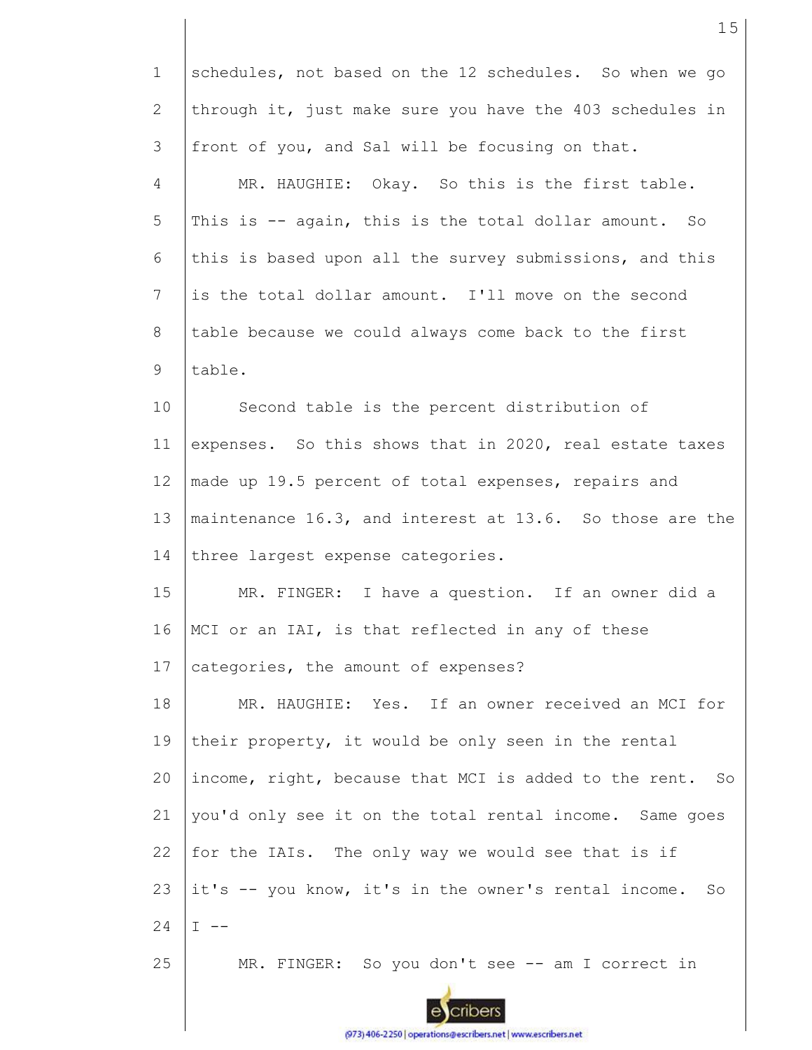schedules, not based on the 12 schedules. So when we go through it, just make sure you have the 403 schedules in front of you, and Sal will be focusing on that.

MR. HAUGHIE: Okay. So this is the first table. This is -- again, this is the total dollar amount. So this is based upon all the survey submissions, and this is the total dollar amount. I'll move on the second table because we could always come back to the first table.

Second table is the percent distribution of expenses. So this shows that in 2020, real estate taxes made up 19.5 percent of total expenses, repairs and maintenance 16.3, and interest at 13.6. So those are the three largest expense categories.

MR. FINGER: I have a question. If an owner did a MCI or an IAI, is that reflected in any of these categories, the amount of expenses?

MR. HAUGHIE: Yes. If an owner received an MCI for their property, it would be only seen in the rental income, right, because that MCI is added to the rent. So you'd only see it on the total rental income. Same goes for the IAIs. The only way we would see that is if it's -- you know, it's in the owner's rental income. So I --

MR. FINGER: So you don't see -- am I correct in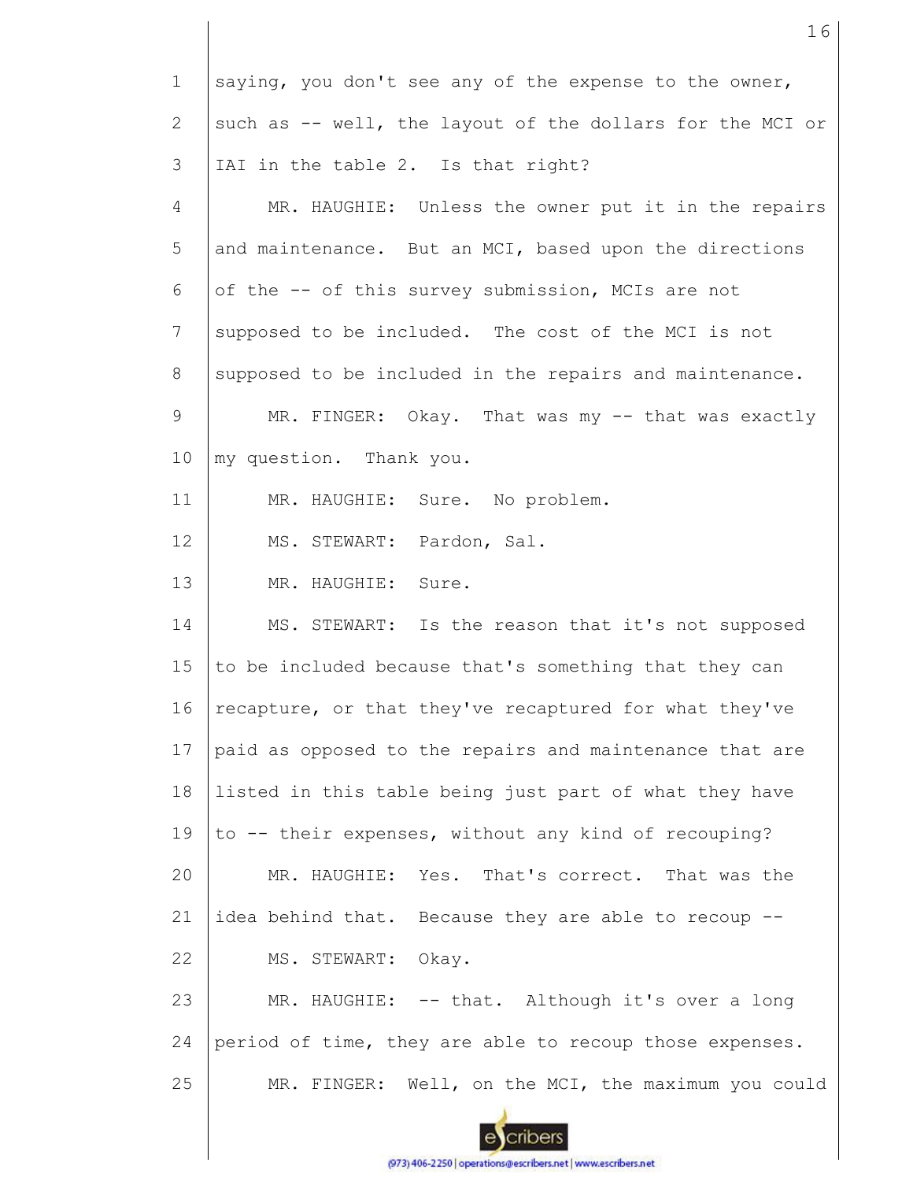saying, you don't see any of the expense to the owner, such as -- well, the layout of the dollars for the MCI or IAI in the table 2. Is that right?

MR. HAUGHIE: Unless the owner put it in the repairs and maintenance. But an MCI, based upon the directions of the -- of this survey submission, MCIs are not supposed to be included. The cost of the MCI is not supposed to be included in the repairs and maintenance.

MR. FINGER: Okay. That was my -- that was exactly my question. Thank you.

MR. HAUGHIE: Sure. No problem.

MS. STEWART: Pardon, Sal.

MR. HAUGHIE: Sure.

MS. STEWART: Is the reason that it's not supposed to be included because that's something that they can recapture, or that they've recaptured for what they've paid as opposed to the repairs and maintenance that are listed in this table being just part of what they have to -- their expenses, without any kind of recouping?

MR. HAUGHIE: Yes. That's correct. That was the idea behind that. Because they are able to recoup --

MS. STEWART: Okay.

MR. HAUGHIE: -- that. Although it's over a long period of time, they are able to recoup those expenses.

MR. FINGER: Well, on the MCI, the maximum you could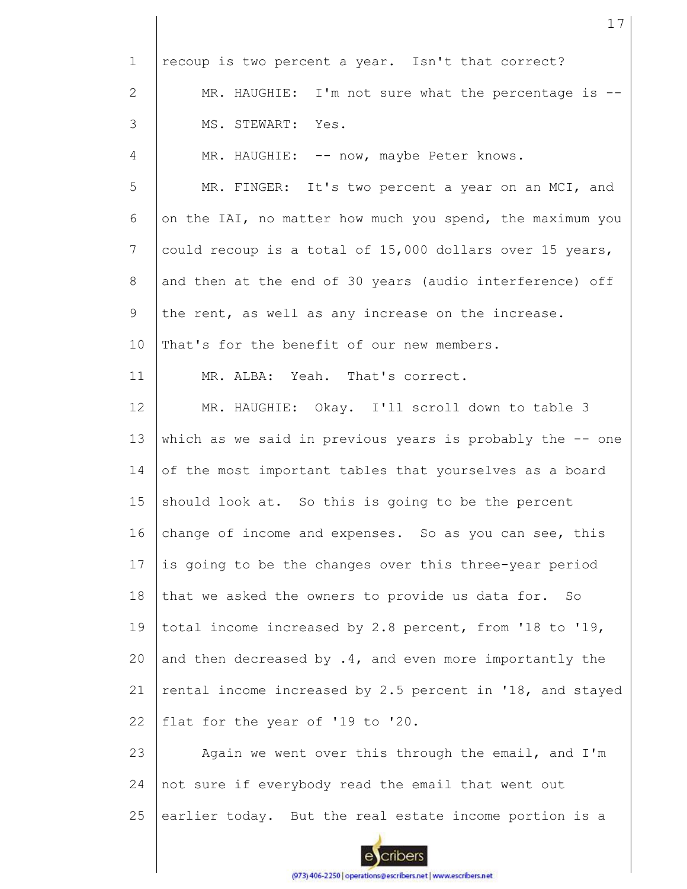1 recoup is two percent a year. Isn't that correct?

2 MR. HAUGHIE: I'm not sure what the percentage is --

3 MS. STEWART: Yes.

4 MR. HAUGHIE: -- now, maybe Peter knows.

5 MR. FINGER: It's two percent a year on an MCI, and

6 on the IAI, no matter how much you spend, the maximum you

7 could recoup is a total of 15,000 dollars over 15 years,

8 and then at the end of 30 years (audio interference) off

9 the rent, as well as any increase on the increase.

10 That's for the benefit of our new members.

11 MR. ALBA: Yeah. That's correct.

12 MR. HAUGHIE: Okay. I'll scroll down to table 3

13 which as we said in previous years is probably the -- one

14 of the most important tables that yourselves as a board

15 should look at. So this is going to be the percent

16 change of income and expenses. So as you can see, this

17 is going to be the changes over this three-year period

18 that we asked the owners to provide us data for. So

19 total income increased by 2.8 percent, from '18 to '19,

20 and then decreased by .4, and even more importantly the

21 rental income increased by 2.5 percent in '18, and stayed

22 flat for the year of '19 to '20.

23 Again we went over this through the email, and I'm

24 not sure if everybody read the email that went out

25 earlier today. But the real estate income portion is a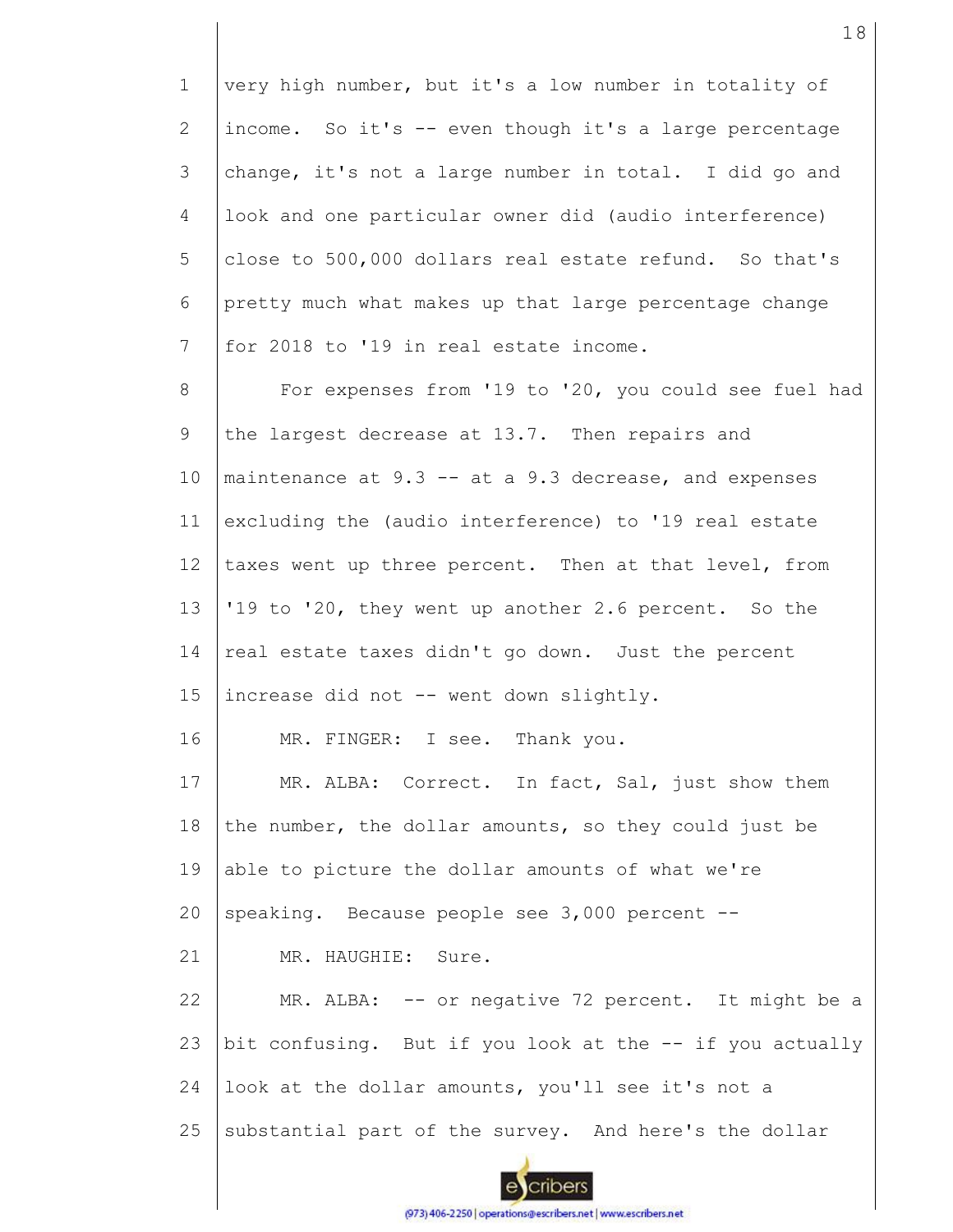very high number, but it's a low number in totality of income. So it's -- even though it's a large percentage change, it's not a large number in total. I did go and look and one particular owner did (audio interference) close to 500,000 dollars real estate refund. So that's pretty much what makes up that large percentage change for 2018 to '19 in real estate income.

For expenses from '19 to '20, you could see fuel had the largest decrease at 13.7. Then repairs and maintenance at 9.3 -- at a 9.3 decrease, and expenses excluding the (audio interference) to '19 real estate taxes went up three percent. Then at that level, from '19 to '20, they went up another 2.6 percent. So the real estate taxes didn't go down. Just the percent increase did not -- went down slightly.

MR. FINGER: I see. Thank you.

MR. ALBA: Correct. In fact, Sal, just show them the number, the dollar amounts, so they could just be able to picture the dollar amounts of what we're speaking. Because people see 3,000 percent --

MR. HAUGHIE: Sure.

MR. ALBA: -- or negative 72 percent. It might be a bit confusing. But if you look at the -- if you actually look at the dollar amounts, you'll see it's not a substantial part of the survey. And here's the dollar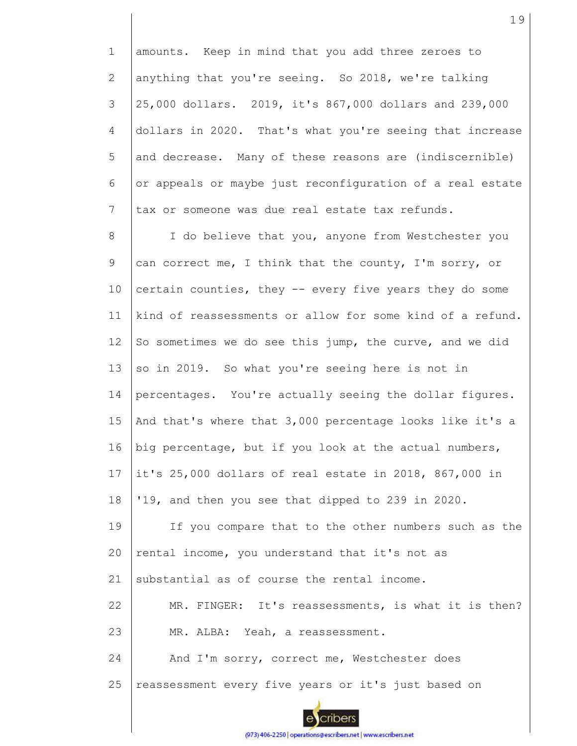amounts. Keep in mind that you add three zeroes to anything that you're seeing. So 2018, we're talking 25,000 dollars. 2019, it's 867,000 dollars and 239,000 dollars in 2020. That's what you're seeing that increase and decrease. Many of these reasons are (indiscernible) or appeals or maybe just reconfiguration of a real estate tax or someone was due real estate tax refunds.

I do believe that you, anyone from Westchester you can correct me, I think that the county, I'm sorry, or certain counties, they -- every five years they do some kind of reassessments or allow for some kind of a refund. So sometimes we do see this jump, the curve, and we did so in 2019. So what you're seeing here is not in percentages. You're actually seeing the dollar figures. And that's where that 3,000 percentage looks like it's a big percentage, but if you look at the actual numbers, it's 25,000 dollars of real estate in 2018, 867,000 in '19, and then you see that dipped to 239 in 2020.

If you compare that to the other numbers such as the rental income, you understand that it's not as substantial as of course the rental income.

MR. FINGER: It's reassessments, is what it is then?

MR. ALBA: Yeah, a reassessment.

And I'm sorry, correct me, Westchester does reassessment every five years or it's just based on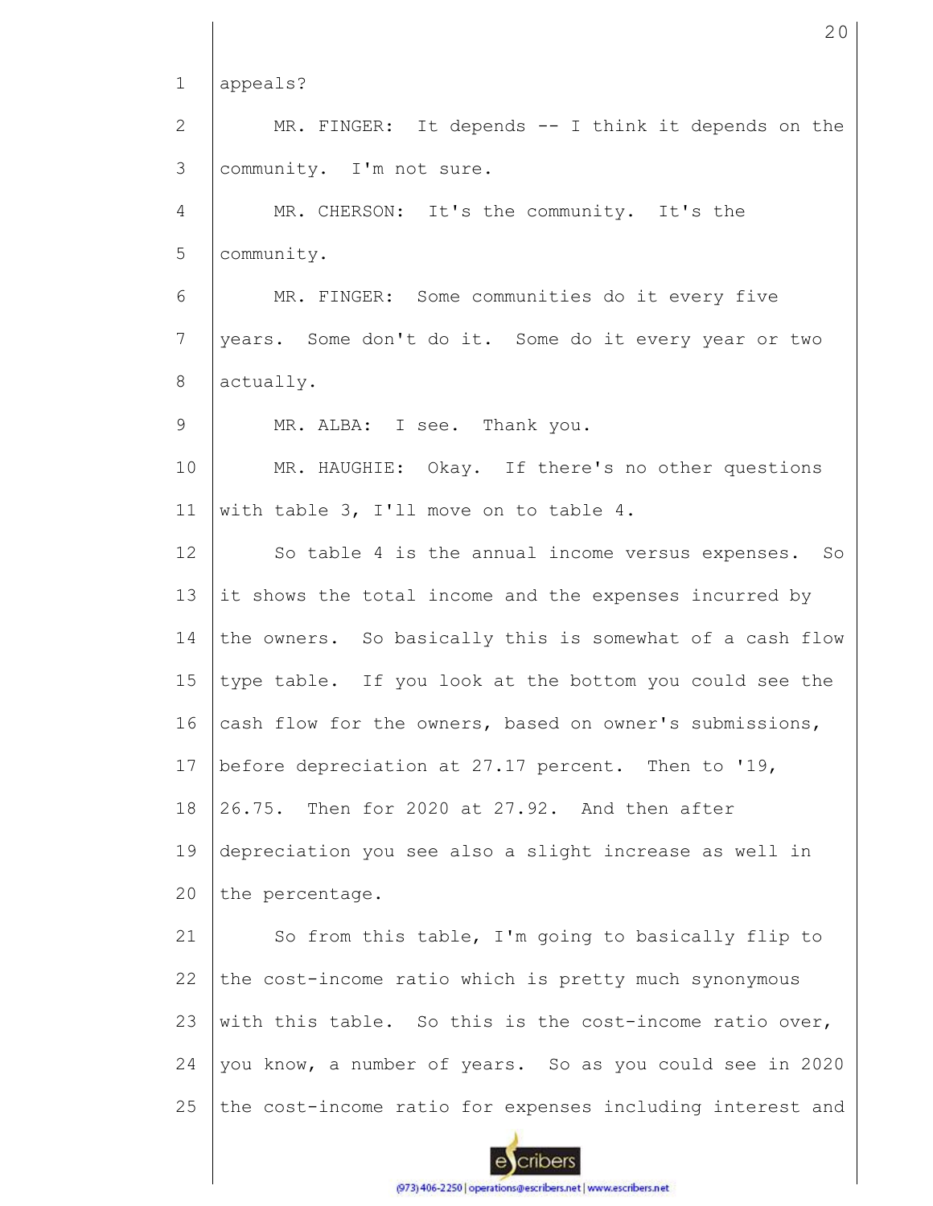appeals?

MR. FINGER: It depends -- I think it depends on the community. I'm not sure.

MR. CHERSON: It's the community. It's the community.

MR. FINGER: Some communities do it every five years. Some don't do it. Some do it every year or two actually.

MR. ALBA: I see. Thank you.

MR. HAUGHIE: Okay. If there's no other questions with table 3, I'll move on to table 4.

So table 4 is the annual income versus expenses. So it shows the total income and the expenses incurred by the owners. So basically this is somewhat of a cash flow type table. If you look at the bottom you could see the cash flow for the owners, based on owner's submissions, before depreciation at 27.17 percent. Then to '19, 26.75. Then for 2020 at 27.92. And then after depreciation you see also a slight increase as well in the percentage.

So from this table, I'm going to basically flip to the cost-income ratio which is pretty much synonymous with this table. So this is the cost-income ratio over, you know, a number of years. So as you could see in 2020 the cost-income ratio for expenses including interest and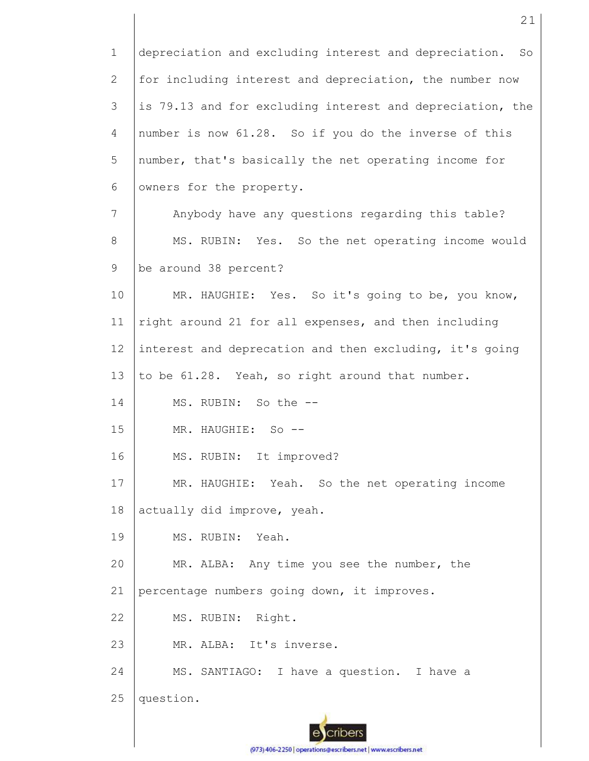depreciation and excluding interest and depreciation. So for including interest and depreciation, the number now is 79.13 and for excluding interest and depreciation, the number is now 61.28. So if you do the inverse of this number, that's basically the net operating income for owners for the property.

Anybody have any questions regarding this table?

MS. RUBIN: Yes. So the net operating income would be around 38 percent?

MR. HAUGHIE: Yes. So it's going to be, you know, right around 21 for all expenses, and then including interest and deprecation and then excluding, it's going to be 61.28. Yeah, so right around that number.

MS. RUBIN: So the --

MR. HAUGHIE: So --

MS. RUBIN: It improved?

MR. HAUGHIE: Yeah. So the net operating income actually did improve, yeah.

MS. RUBIN: Yeah.

MR. ALBA: Any time you see the number, the percentage numbers going down, it improves.

MS. RUBIN: Right.

MR. ALBA: It's inverse.

MS. SANTIAGO: I have a question. I have a question.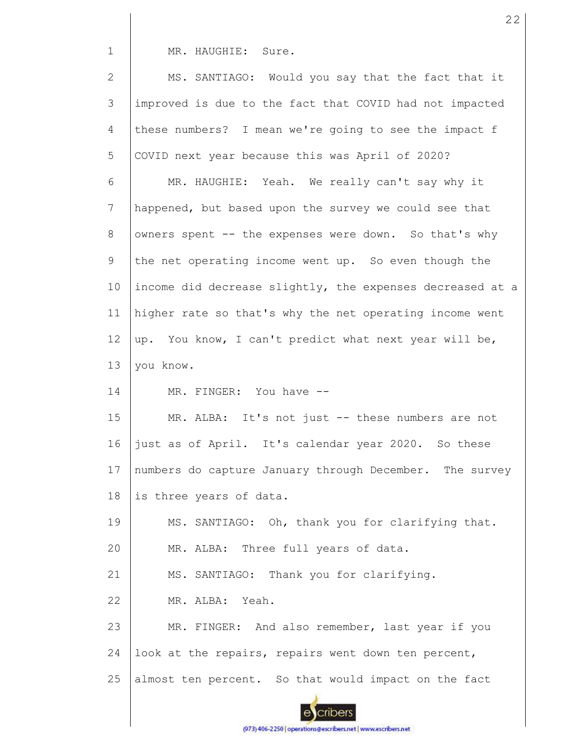MR. HAUGHIE: Sure.

MS. SANTIAGO: Would you say that the fact that it improved is due to the fact that COVID had not impacted these numbers? I mean we're going to see the impact f COVID next year because this was April of 2020?

MR. HAUGHIE: Yeah. We really can't say why it happened, but based upon the survey we could see that owners spent -- the expenses were down. So that's why the net operating income went up. So even though the income did decrease slightly, the expenses decreased at a higher rate so that's why the net operating income went up. You know, I can't predict what next year will be, you know.

MR. FINGER: You have --

MR. ALBA: It's not just -- these numbers are not just as of April. It's calendar year 2020. So these numbers do capture January through December. The survey is three years of data.

MS. SANTIAGO: Oh, thank you for clarifying that.

MR. ALBA: Three full years of data.

MS. SANTIAGO: Thank you for clarifying.

MR. ALBA: Yeah.

MR. FINGER: And also remember, last year if you look at the repairs, repairs went down ten percent, almost ten percent. So that would impact on the fact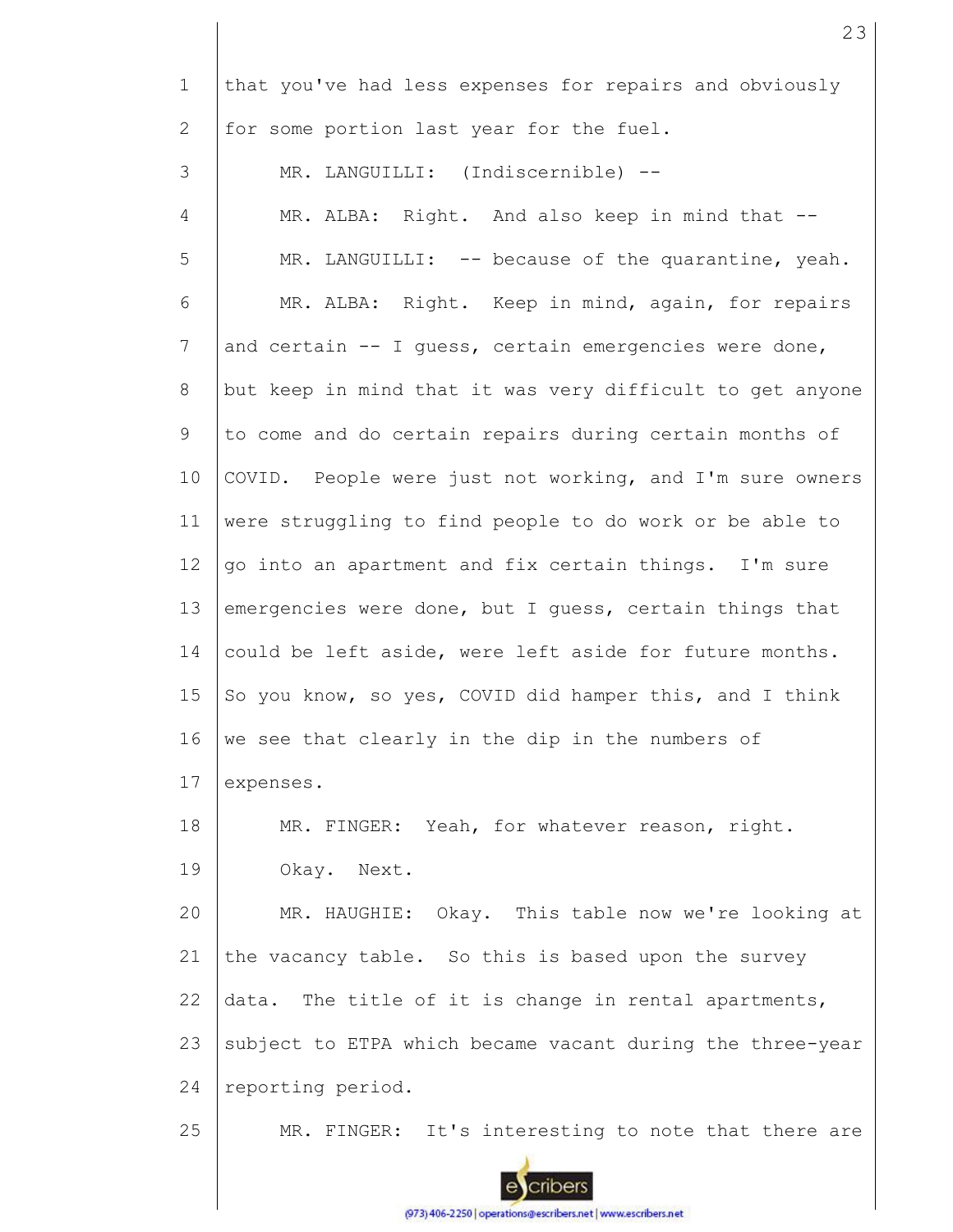1 that you've had less expenses for repairs and obviously

2 for some portion last year for the fuel.

3 MR. LANGUILLI: (Indiscernible) --

4 MR. ALBA: Right. And also keep in mind that --

5 MR. LANGUILLI: -- because of the quarantine, yeah.

6 MR. ALBA: Right. Keep in mind, again, for repairs

7 and certain -- I guess, certain emergencies were done,

8 but keep in mind that it was very difficult to get anyone

9 to come and do certain repairs during certain months of

10 COVID. People were just not working, and I'm sure owners

11 were struggling to find people to do work or be able to

12 go into an apartment and fix certain things. I'm sure

13 emergencies were done, but I guess, certain things that

14 could be left aside, were left aside for future months.

15 So you know, so yes, COVID did hamper this, and I think

16 we see that clearly in the dip in the numbers of

17 expenses.

18 MR. FINGER: Yeah, for whatever reason, right.

19 Okay. Next.

20 MR. HAUGHIE: Okay. This table now we're looking at

21 the vacancy table. So this is based upon the survey

22 data. The title of it is change in rental apartments,

23 subject to ETPA which became vacant during the three-year

24 reporting period.

25 MR. FINGER: It's interesting to note that there are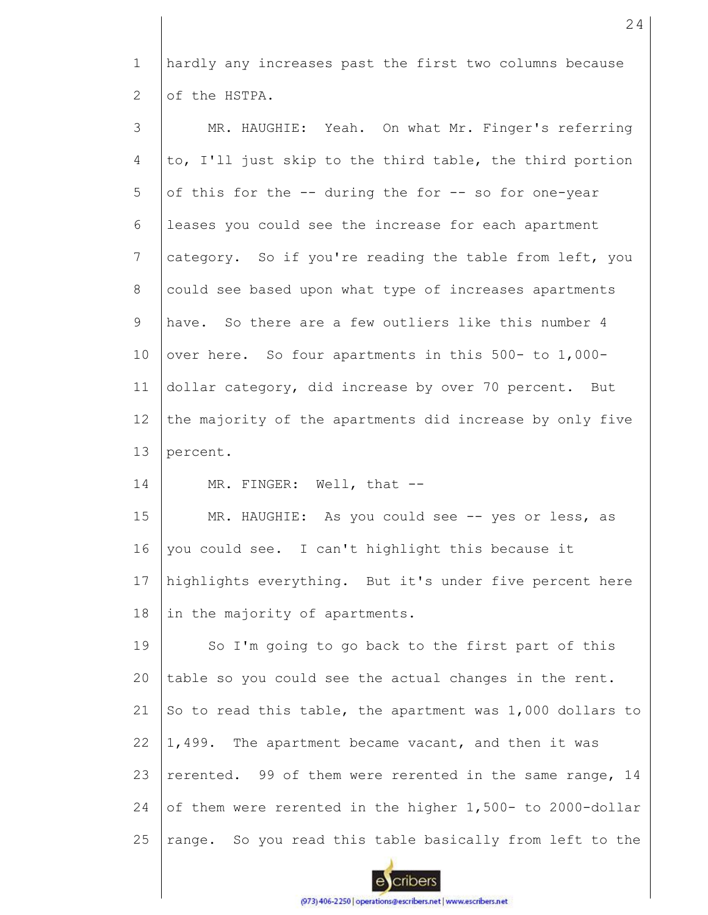hardly any increases past the first two columns because of the HSTPA.

MR. HAUGHIE: Yeah. On what Mr. Finger's referring to, I'll just skip to the third table, the third portion of this for the -- during the for -- so for one-year leases you could see the increase for each apartment category. So if you're reading the table from left, you could see based upon what type of increases apartments have. So there are a few outliers like this number 4 over here. So four apartments in this 500- to 1,000-dollar category, did increase by over 70 percent. But the majority of the apartments did increase by only five percent.

MR. FINGER: Well, that --

MR. HAUGHIE: As you could see -- yes or less, as you could see. I can't highlight this because it highlights everything. But it's under five percent here in the majority of apartments.

So I'm going to go back to the first part of this table so you could see the actual changes in the rent. So to read this table, the apartment was 1,000 dollars to 1,499. The apartment became vacant, and then it was rerented. 99 of them were rerented in the same range, 14 of them were rerented in the higher 1,500- to 2000-dollar range. So you read this table basically from left to the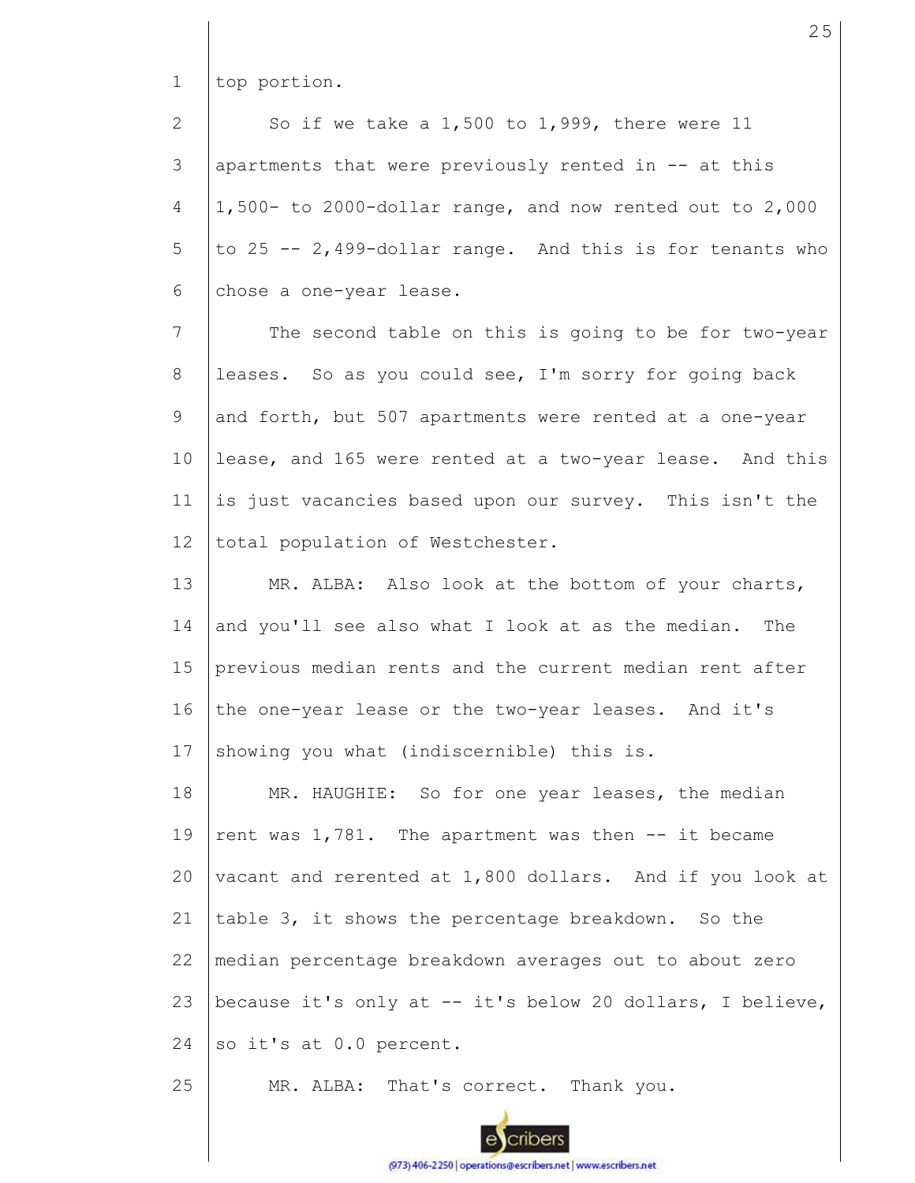top portion.

So if we take a 1,500 to 1,999, there were 11 apartments that were previously rented in -- at this 1,500- to 2000-dollar range, and now rented out to 2,000 to 25 -- 2,499-dollar range. And this is for tenants who chose a one-year lease.

The second table on this is going to be for two-year leases. So as you could see, I'm sorry for going back and forth, but 507 apartments were rented at a one-year lease, and 165 were rented at a two-year lease. And this is just vacancies based upon our survey. This isn't the total population of Westchester.

MR. ALBA: Also look at the bottom of your charts, and you'll see also what I look at as the median. The previous median rents and the current median rent after the one-year lease or the two-year leases. And it's showing you what (indiscernible) this is.

MR. HAUGHIE: So for one year leases, the median rent was 1,781. The apartment was then -- it became vacant and rerented at 1,800 dollars. And if you look at table 3, it shows the percentage breakdown. So the median percentage breakdown averages out to about zero because it's only at -- it's below 20 dollars, I believe, so it's at 0.0 percent.

MR. ALBA: That's correct. Thank you.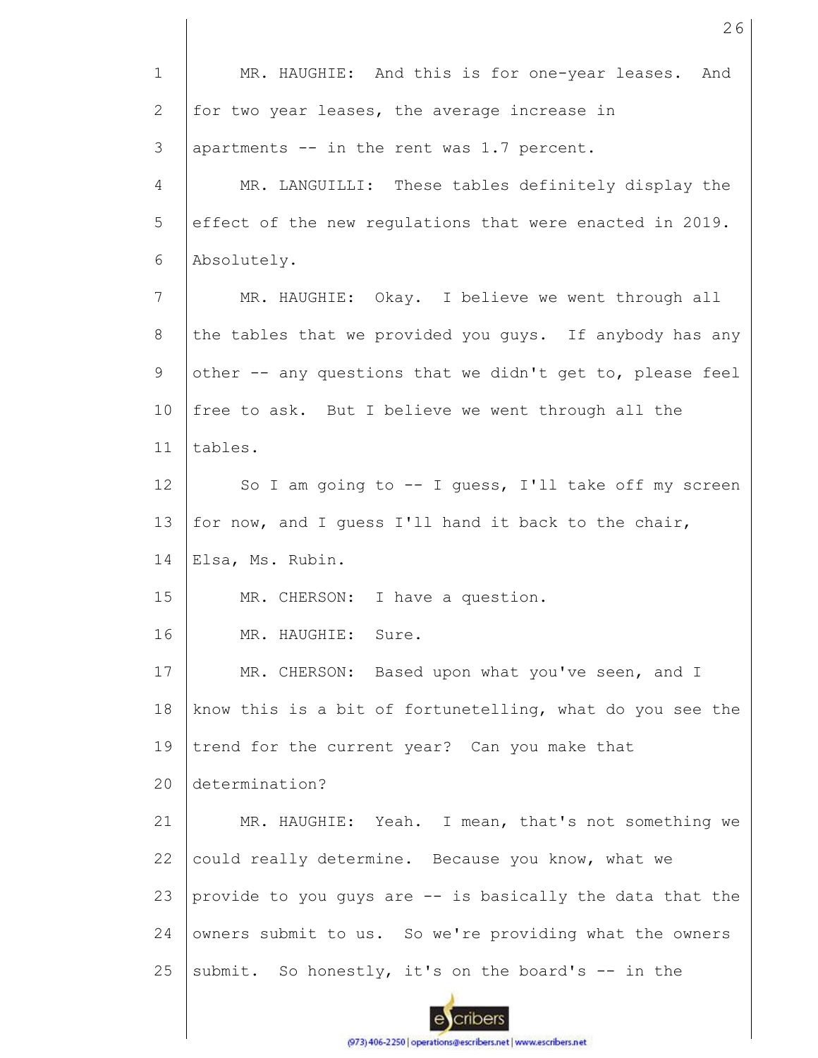MR. HAUGHIE: And this is for one-year leases. And for two year leases, the average increase in apartments -- in the rent was 1.7 percent.

MR. LANGUILLI: These tables definitely display the effect of the new regulations that were enacted in 2019. Absolutely.

MR. HAUGHIE: Okay. I believe we went through all the tables that we provided you guys. If anybody has any other -- any questions that we didn't get to, please feel free to ask. But I believe we went through all the tables.

So I am going to -- I guess, I'll take off my screen for now, and I guess I'll hand it back to the chair, Elsa, Ms. Rubin.

MR. CHERSON: I have a question.

MR. HAUGHIE: Sure.

MR. CHERSON: Based upon what you've seen, and I know this is a bit of fortunetelling, what do you see the trend for the current year? Can you make that determination?

MR. HAUGHIE: Yeah. I mean, that's not something we could really determine. Because you know, what we provide to you guys are -- is basically the data that the owners submit to us. So we're providing what the owners submit. So honestly, it's on the board's -- in the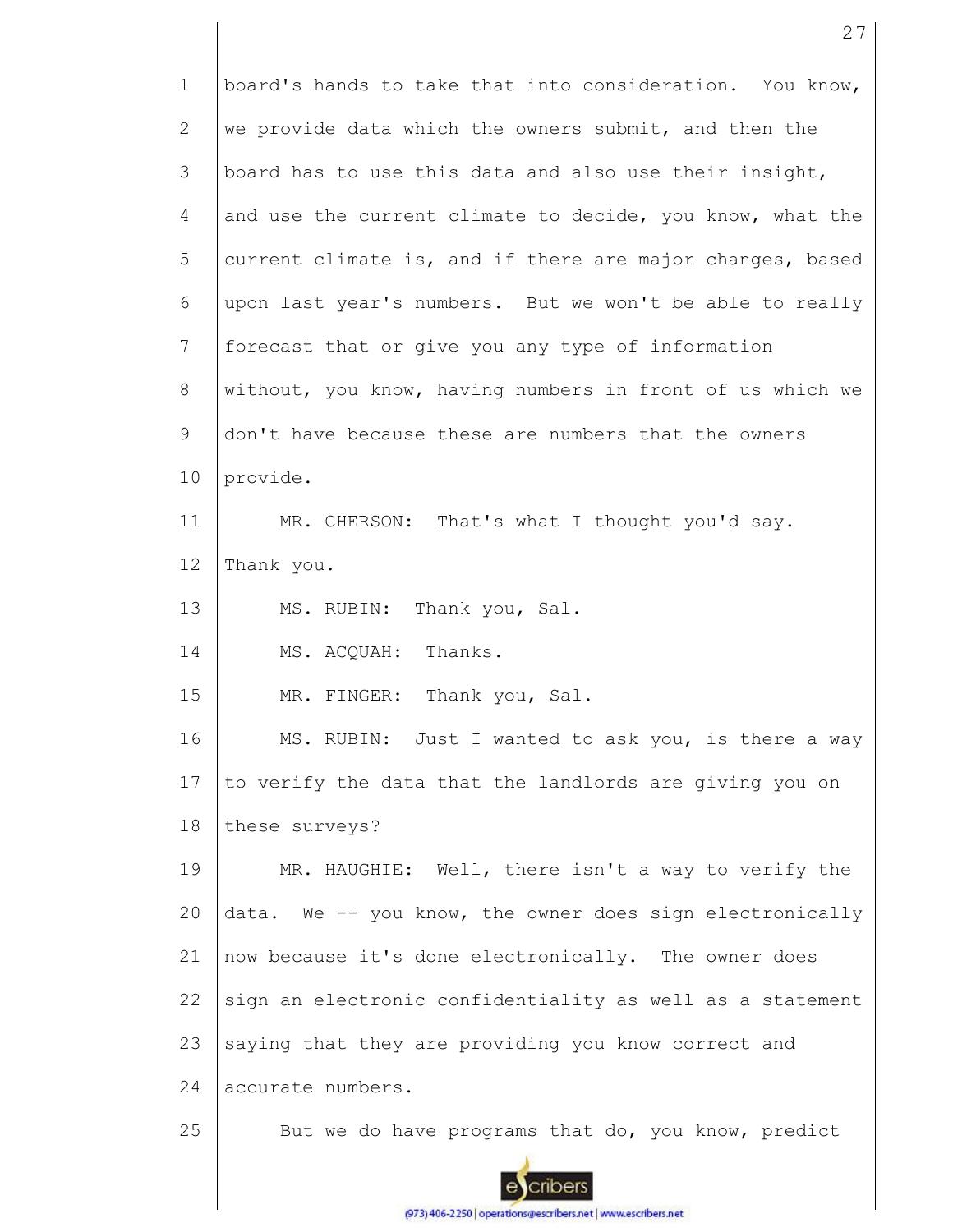board's hands to take that into consideration. You know, we provide data which the owners submit, and then the board has to use this data and also use their insight, and use the current climate to decide, you know, what the current climate is, and if there are major changes, based upon last year's numbers. But we won't be able to really forecast that or give you any type of information without, you know, having numbers in front of us which we don't have because these are numbers that the owners provide.

MR. CHERSON: That's what I thought you'd say. Thank you.

MS. RUBIN: Thank you, Sal.

MS. ACQUAH: Thanks.

MR. FINGER: Thank you, Sal.

MS. RUBIN: Just I wanted to ask you, is there a way to verify the data that the landlords are giving you on these surveys?

MR. HAUGHIE: Well, there isn't a way to verify the data. We -- you know, the owner does sign electronically now because it's done electronically. The owner does sign an electronic confidentiality as well as a statement saying that they are providing you know correct and accurate numbers.

But we do have programs that do, you know, predict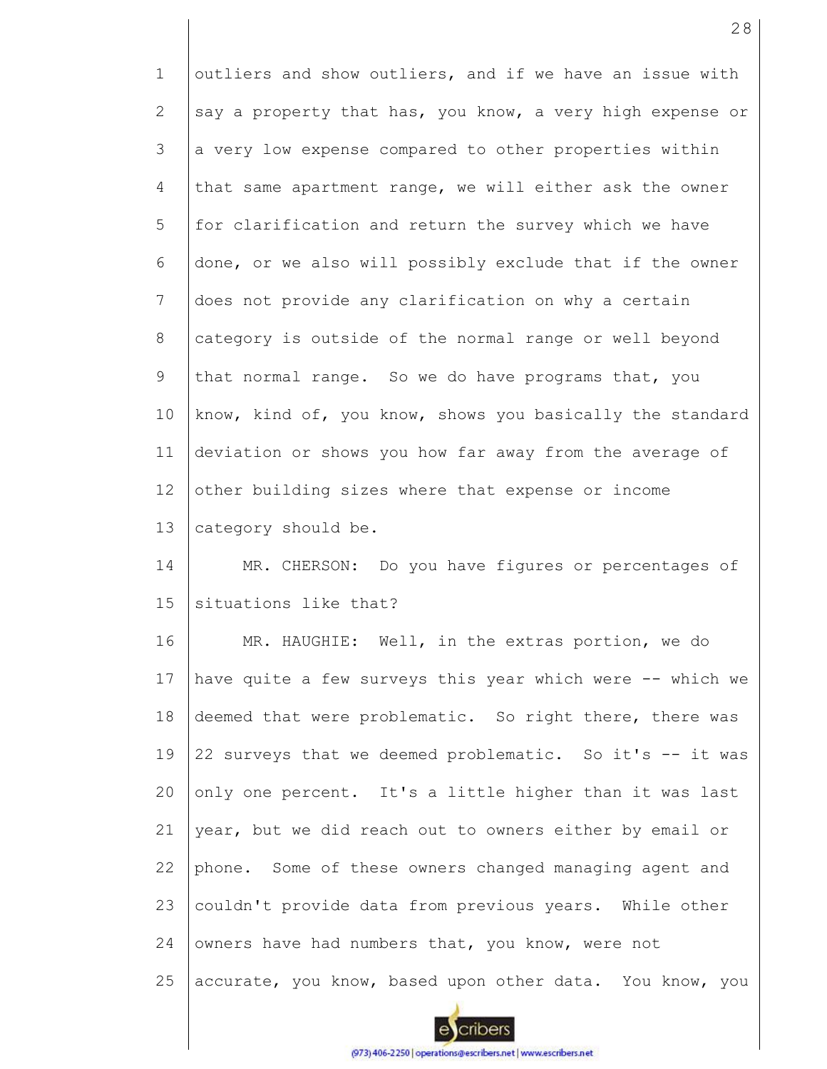outliers and show outliers, and if we have an issue with say a property that has, you know, a very high expense or a very low expense compared to other properties within that same apartment range, we will either ask the owner for clarification and return the survey which we have done, or we also will possibly exclude that if the owner does not provide any clarification on why a certain category is outside of the normal range or well beyond that normal range. So we do have programs that, you know, kind of, you know, shows you basically the standard deviation or shows you how far away from the average of other building sizes where that expense or income category should be.

MR. CHERSON: Do you have figures or percentages of situations like that?

MR. HAUGHIE: Well, in the extras portion, we do have quite a few surveys this year which were -- which we deemed that were problematic. So right there, there was 22 surveys that we deemed problematic. So it's -- it was only one percent. It's a little higher than it was last year, but we did reach out to owners either by email or phone. Some of these owners changed managing agent and couldn't provide data from previous years. While other owners have had numbers that, you know, were not accurate, you know, based upon other data. You know, you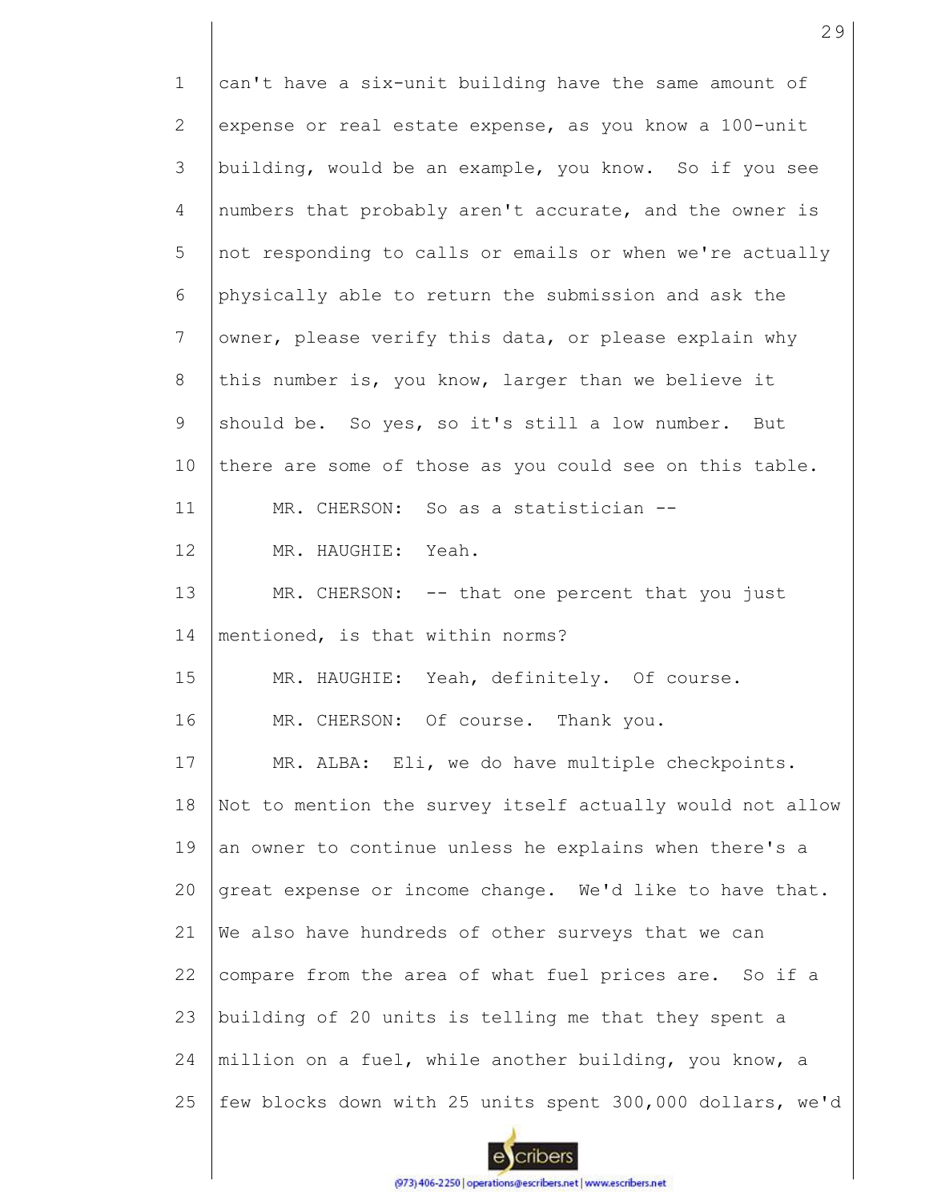can't have a six-unit building have the same amount of expense or real estate expense, as you know a 100-unit building, would be an example, you know. So if you see numbers that probably aren't accurate, and the owner is not responding to calls or emails or when we're actually physically able to return the submission and ask the owner, please verify this data, or please explain why this number is, you know, larger than we believe it should be. So yes, so it's still a low number. But there are some of those as you could see on this table.

MR. CHERSON: So as a statistician --

MR. HAUGHIE: Yeah.

MR. CHERSON: -- that one percent that you just mentioned, is that within norms?

MR. HAUGHIE: Yeah, definitely. Of course.

MR. CHERSON: Of course. Thank you.

MR. ALBA: Eli, we do have multiple checkpoints. Not to mention the survey itself actually would not allow an owner to continue unless he explains when there's a great expense or income change. We'd like to have that. We also have hundreds of other surveys that we can compare from the area of what fuel prices are. So if a building of 20 units is telling me that they spent a million on a fuel, while another building, you know, a few blocks down with 25 units spent 300,000 dollars, we'd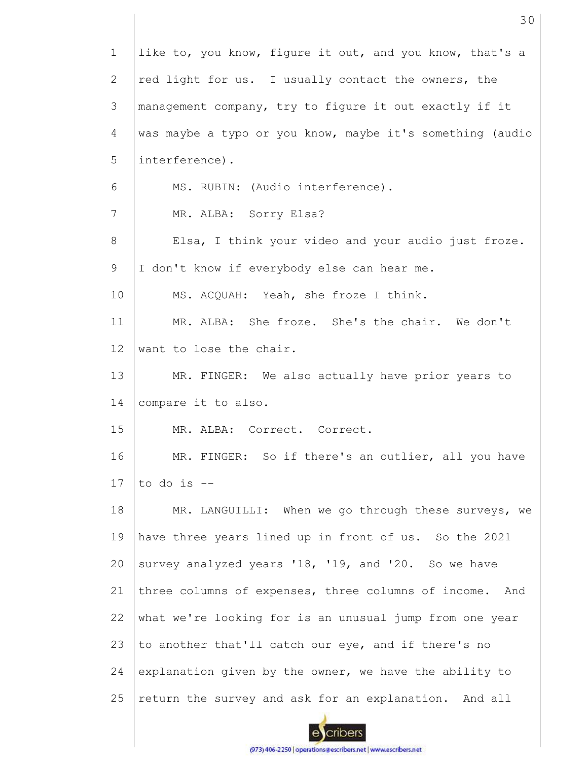like to, you know, figure it out, and you know, that's a red light for us. I usually contact the owners, the management company, try to figure it out exactly if it was maybe a typo or you know, maybe it's something (audio interference).

MS. RUBIN: (Audio interference).

MR. ALBA: Sorry Elsa?

Elsa, I think your video and your audio just froze. I don't know if everybody else can hear me.

MS. ACQUAH: Yeah, she froze I think.

MR. ALBA: She froze. She's the chair. We don't want to lose the chair.

MR. FINGER: We also actually have prior years to compare it to also.

MR. ALBA: Correct. Correct.

MR. FINGER: So if there's an outlier, all you have to do is --

MR. LANGUILLI: When we go through these surveys, we have three years lined up in front of us. So the 2021 survey analyzed years '18, '19, and '20. So we have three columns of expenses, three columns of income. And what we're looking for is an unusual jump from one year to another that'll catch our eye, and if there's no explanation given by the owner, we have the ability to return the survey and ask for an explanation. And all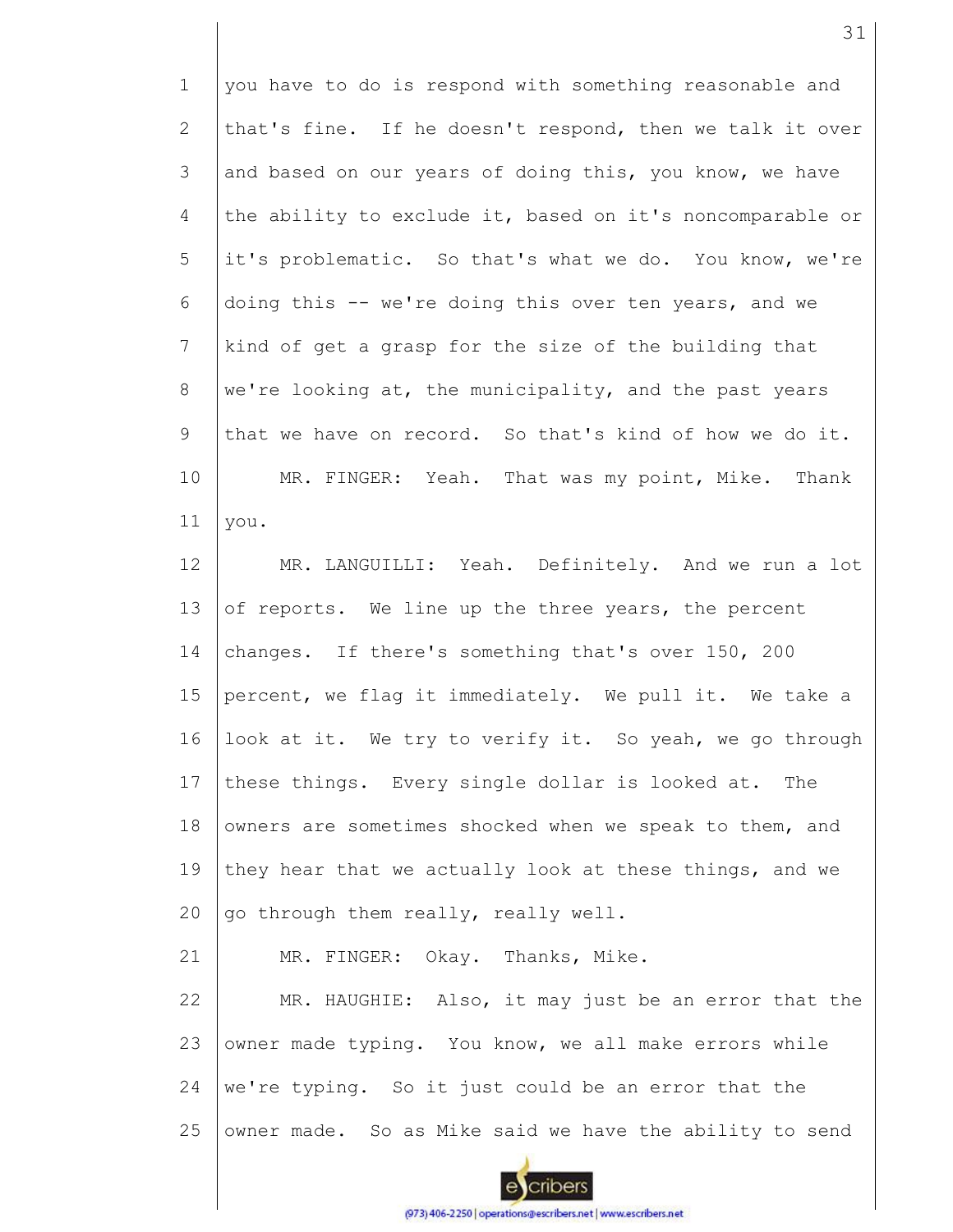you have to do is respond with something reasonable and that's fine. If he doesn't respond, then we talk it over and based on our years of doing this, you know, we have the ability to exclude it, based on it's noncomparable or it's problematic. So that's what we do. You know, we're doing this -- we're doing this over ten years, and we kind of get a grasp for the size of the building that we're looking at, the municipality, and the past years that we have on record. So that's kind of how we do it.

MR. FINGER: Yeah. That was my point, Mike. Thank you.

MR. LANGUILLI: Yeah. Definitely. And we run a lot of reports. We line up the three years, the percent changes. If there's something that's over 150, 200 percent, we flag it immediately. We pull it. We take a look at it. We try to verify it. So yeah, we go through these things. Every single dollar is looked at. The owners are sometimes shocked when we speak to them, and they hear that we actually look at these things, and we go through them really, really well.

MR. FINGER: Okay. Thanks, Mike.

MR. HAUGHIE: Also, it may just be an error that the owner made typing. You know, we all make errors while we're typing. So it just could be an error that the owner made. So as Mike said we have the ability to send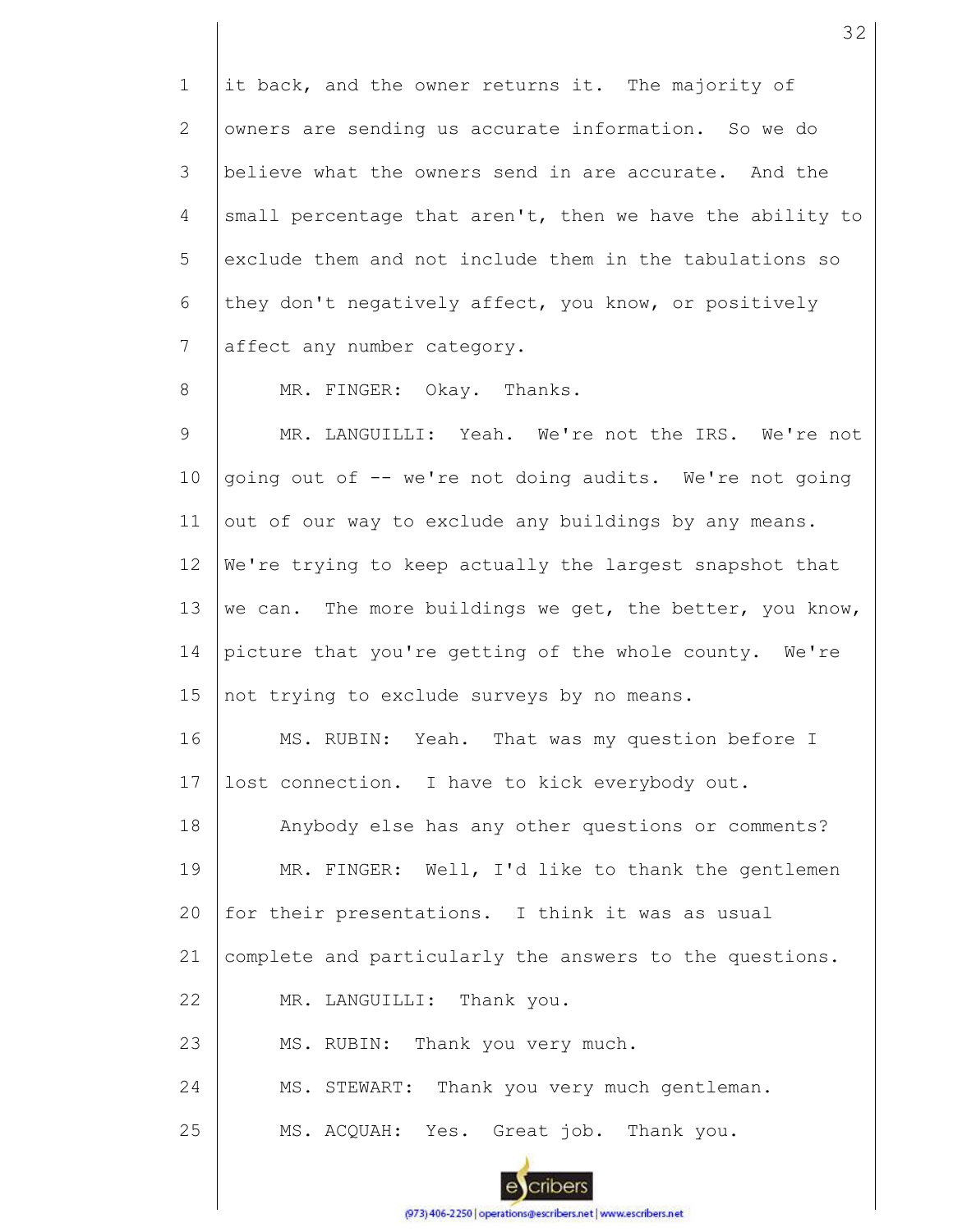it back, and the owner returns it. The majority of owners are sending us accurate information. So we do believe what the owners send in are accurate. And the small percentage that aren't, then we have the ability to exclude them and not include them in the tabulations so they don't negatively affect, you know, or positively affect any number category.

MR. FINGER: Okay. Thanks.

MR. LANGUILLI: Yeah. We're not the IRS. We're not going out of -- we're not doing audits. We're not going out of our way to exclude any buildings by any means. We're trying to keep actually the largest snapshot that we can. The more buildings we get, the better, you know, picture that you're getting of the whole county. We're not trying to exclude surveys by no means.

MS. RUBIN: Yeah. That was my question before I lost connection. I have to kick everybody out.

Anybody else has any other questions or comments?

MR. FINGER: Well, I'd like to thank the gentlemen for their presentations. I think it was as usual complete and particularly the answers to the questions.

MR. LANGUILLI: Thank you.

MS. RUBIN: Thank you very much.

MS. STEWART: Thank you very much gentleman.

MS. ACQUAH: Yes. Great job. Thank you.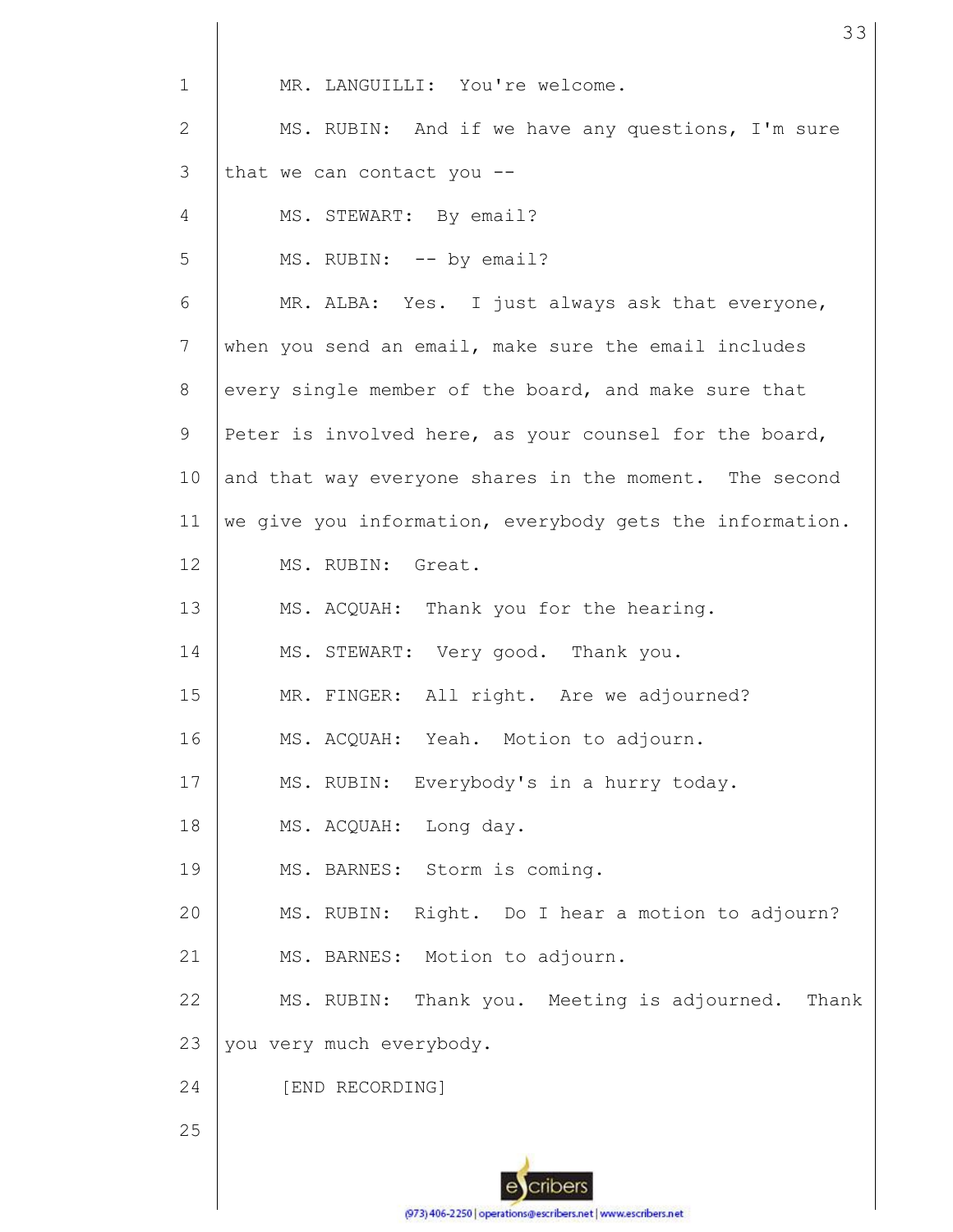MR. LANGUILLI: You're welcome.

MS. RUBIN: And if we have any questions, I'm sure that we can contact you --

MS. STEWART: By email?

MS. RUBIN: -- by email?

MR. ALBA: Yes. I just always ask that everyone, when you send an email, make sure the email includes every single member of the board, and make sure that Peter is involved here, as your counsel for the board, and that way everyone shares in the moment. The second we give you information, everybody gets the information.

MS. RUBIN: Great.

MS. ACQUAH: Thank you for the hearing.

MS. STEWART: Very good. Thank you.

MR. FINGER: All right. Are we adjourned?

MS. ACQUAH: Yeah. Motion to adjourn.

MS. RUBIN: Everybody's in a hurry today.

MS. ACQUAH: Long day.

MS. BARNES: Storm is coming.

MS. RUBIN: Right. Do I hear a motion to adjourn?

MS. BARNES: Motion to adjourn.

MS. RUBIN: Thank you. Meeting is adjourned. Thank you very much everybody.

[END RECORDING]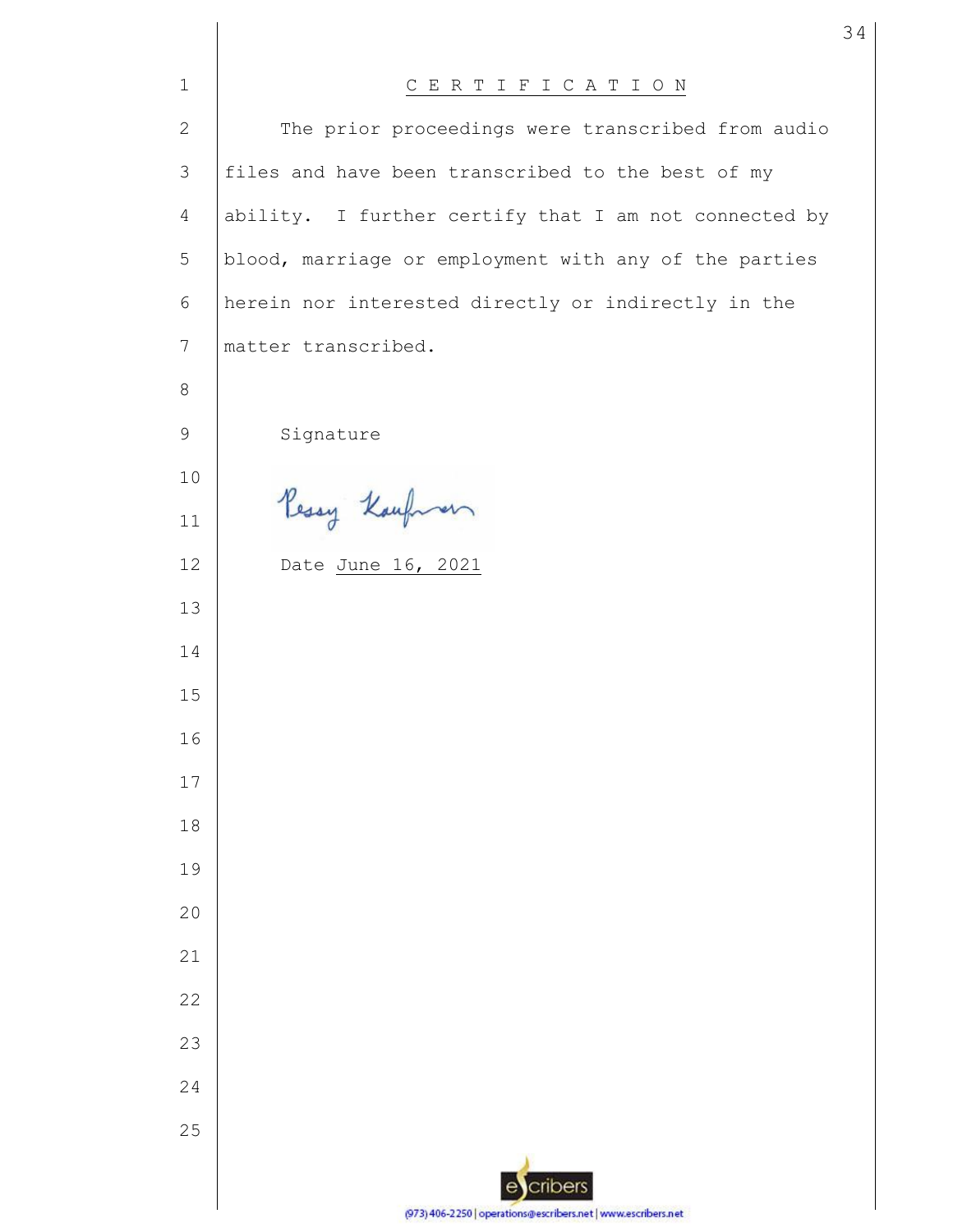# C E R T I F I C A T I O N

The prior proceedings were transcribed from audio files and have been transcribed to the best of my ability. I further certify that I am not connected by blood, marriage or employment with any of the parties herein nor interested directly or indirectly in the matter transcribed.

Signature

Pessy Kaufman

Date June 16, 2021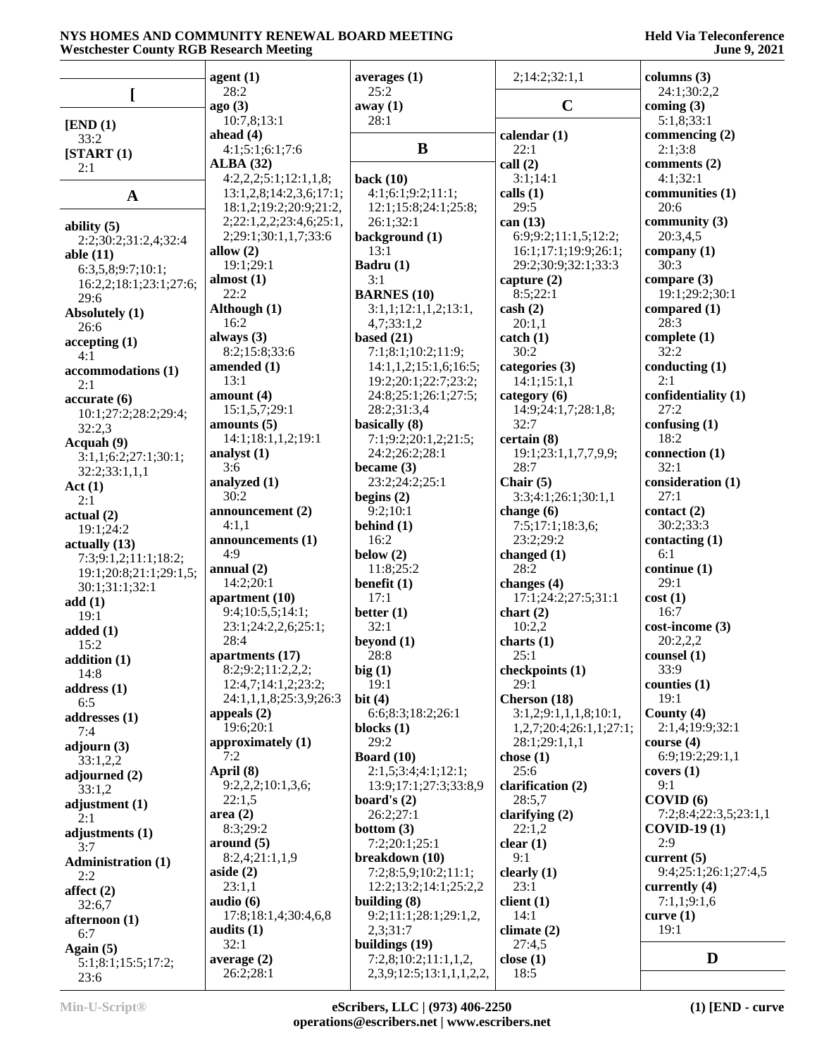**[**

**[END (1)**
33:2
**[START (1)**
2:1

**A**

**ability (5)**
2:2;30:2;31:2,4;32:4
**able (11)**
6:3,5,8;9:7;10:1;16:2,2;18:1;23:1;27:6;29:6
**Absolutely (1)**
26:6
**accepting (1)**
4:1
**accommodations (1)**
2:1
**accurate (6)**
10:1;27:2;28:2;29:4;32:2,3
**Acquah (9)**
3:1,1;6:2;27:1;30:1;32:2;33:1,1,1
**Act (1)**
2:1
**actual (2)**
19:1;24:2
**actually (13)**
7:3;9:1,2;11:1;18:2;19:1;20:8;21:1;29:1,5;30:1;31:1;32:1
**add (1)**
19:1
**added (1)**
15:2
**addition (1)**
14:8
**address (1)**
6:5
**addresses (1)**
7:4
**adjourn (3)**
33:1,2,2
**adjourned (2)**
33:1,2
**adjustment (1)**
2:1
**adjustments (1)**
3:7
**Administration (1)**
2:2
**affect (2)**
32:6,7
**afternoon (1)**
6:7
**Again (5)**
5:1;8:1;15:5;17:2;23:6
**agent (1)**
28:2
**ago (3)**
10:7,8;13:1
**ahead (4)**
4:1;5:1;6:1;7:6
**ALBA (32)**
4:2,2,2;5:1;12:1,1,8;13:1,2,8;14:2,3,6;17:1;18:1,2;19:2;20:9;21:2,2;22:1,2,2;23:4,6;25:1,2;29:1;30:1,1,7;33:6
**allow (2)**
19:1;29:1
**almost (1)**
22:2
**Although (1)**
16:2
**always (3)**
8:2;15:8;33:6
**amended (1)**
13:1
**amount (4)**
15:1,5,7;29:1
**amounts (5)**
14:1;18:1,1,2;19:1
**analyst (1)**
3:6
**analyzed (1)**
30:2
**announcement (2)**
4:1,1
**announcements (1)**
4:9
**annual (2)**
14:2;20:1
**apartment (10)**
9:4;10:5,5;14:1;23:1;24:2,2,6;25:1;28:4
**apartments (17)**
8:2;9:2;11:2,2,2;12:4,7;14:1,2;23:2;24:1,1,1,8;25:3,9;26:3
**appeals (2)**
19:6;20:1
**approximately (1)**
7:2
**April (8)**
9:2,2,2;10:1,3,6;22:1,5
**area (2)**
8:3;29:2
**around (5)**
8:2,4;21:1,1,9
**aside (2)**
23:1,1
**audio (6)**
17:8;18:1,4;30:4,6,8
**audits (1)**
32:1
**average (2)**
26:2;28:1
**averages (1)**
25:2
**away (1)**
28:1

**B**

**back (10)**
4:1;6:1;9:2;11:1;12:1;15:8;24:1;25:8;26:1;32:1
**background (1)**
13:1
**Badru (1)**
3:1
**BARNES (10)**
3:1,1;12:1,1,2;13:1,4,7;33:1,2
**based (21)**
7:1;8:1;10:2;11:9;14:1,1,2;15:1,6;16:5;19:2;20:1;22:7;23:2;24:8;25:1;26:1;27:5;28:2;31:3,4
**basically (8)**
7:1;9:2;20:1,2;21:5;24:2;26:2;28:1
**became (3)**
23:2;24:2;25:1
**begins (2)**
9:2;10:1
**behind (1)**
16:2
**below (2)**
11:8;25:2
**benefit (1)**
17:1
**better (1)**
32:1
**beyond (1)**
28:8
**big (1)**
19:1
**bit (4)**
6:6;8:3;18:2;26:1
**blocks (1)**
29:2
**Board (10)**
2:1,5;3:4;4:1;12:1;13:9;17:1;27:3;33:8,9
**board's (2)**
26:2;27:1
**bottom (3)**
7:2;20:1;25:1
**breakdown (10)**
7:2;8:5,9;10:2;11:1;12:2;13:2;14:1;25:2,2
**building (8)**
9:2;11:1;28:1;29:1,2,2,3;31:7
**buildings (19)**
7:2,8;10:2;11:1,1,2,2,3,9;12:5;13:1,1,1,2,2,2;14:2;32:1,1

**C**

**calendar (1)**
22:1
**call (2)**
3:1;14:1
**calls (1)**
29:5
**can (13)**
6:9;9:2;11:1,5;12:2;16:1;17:1;19:9;26:1;29:2;30:9;32:1;33:3
**capture (2)**
8:5;22:1
**cash (2)**
20:1,1
**catch (1)**
30:2
**categories (3)**
14:1;15:1,1
**category (6)**
14:9;24:1,7;28:1,8;32:7
**certain (8)**
19:1;23:1,1,7,7,9,9;28:7
**Chair (5)**
3:3;4:1;26:1;30:1,1
**change (6)**
7:5;17:1;18:3,6;23:2;29:2
**changed (1)**
28:2
**changes (4)**
17:1;24:2;27:5;31:1
**chart (2)**
10:2,2
**charts (1)**
25:1
**checkpoints (1)**
29:1
**Cherson (18)**
3:1,2;9:1,1,1,8;10:1,1,2,7;20:4;26:1,1;27:1;28:1;29:1,1,1
**chose (1)**
25:6
**clarification (2)**
28:5,7
**clarifying (2)**
22:1,2
**clear (1)**
9:1
**clearly (1)**
23:1
**client (1)**
14:1
**climate (2)**
27:4,5
**close (1)**
18:5
**columns (3)**
24:1;30:2,2
**coming (3)**
5:1,8;33:1
**commencing (2)**
2:1;3:8
**comments (2)**
4:1;32:1
**communities (1)**
20:6
**community (3)**
20:3,4,5
**company (1)**
30:3
**compare (3)**
19:1;29:2;30:1
**compared (1)**
28:3
**complete (1)**
32:2
**conducting (1)**
2:1
**confidentiality (1)**
27:2
**confusing (1)**
18:2
**connection (1)**
32:1
**consideration (1)**
27:1
**contact (2)**
30:2;33:3
**contacting (1)**
6:1
**continue (1)**
29:1
**cost (1)**
16:7
**cost-income (3)**
20:2,2,2
**counsel (1)**
33:9
**counties (1)**
19:1
**County (4)**
2:1,4;19:9;32:1
**course (4)**
6:9;19:2;29:1,1
**covers (1)**
9:1
**COVID (6)**
7:2;8:4;22:3,5;23:1,1
**COVID-19 (1)**
2:9
**current (5)**
9:4;25:1;26:1;27:4,5
**currently (4)**
7:1,1;9:1,6
**curve (1)**
19:1

**D**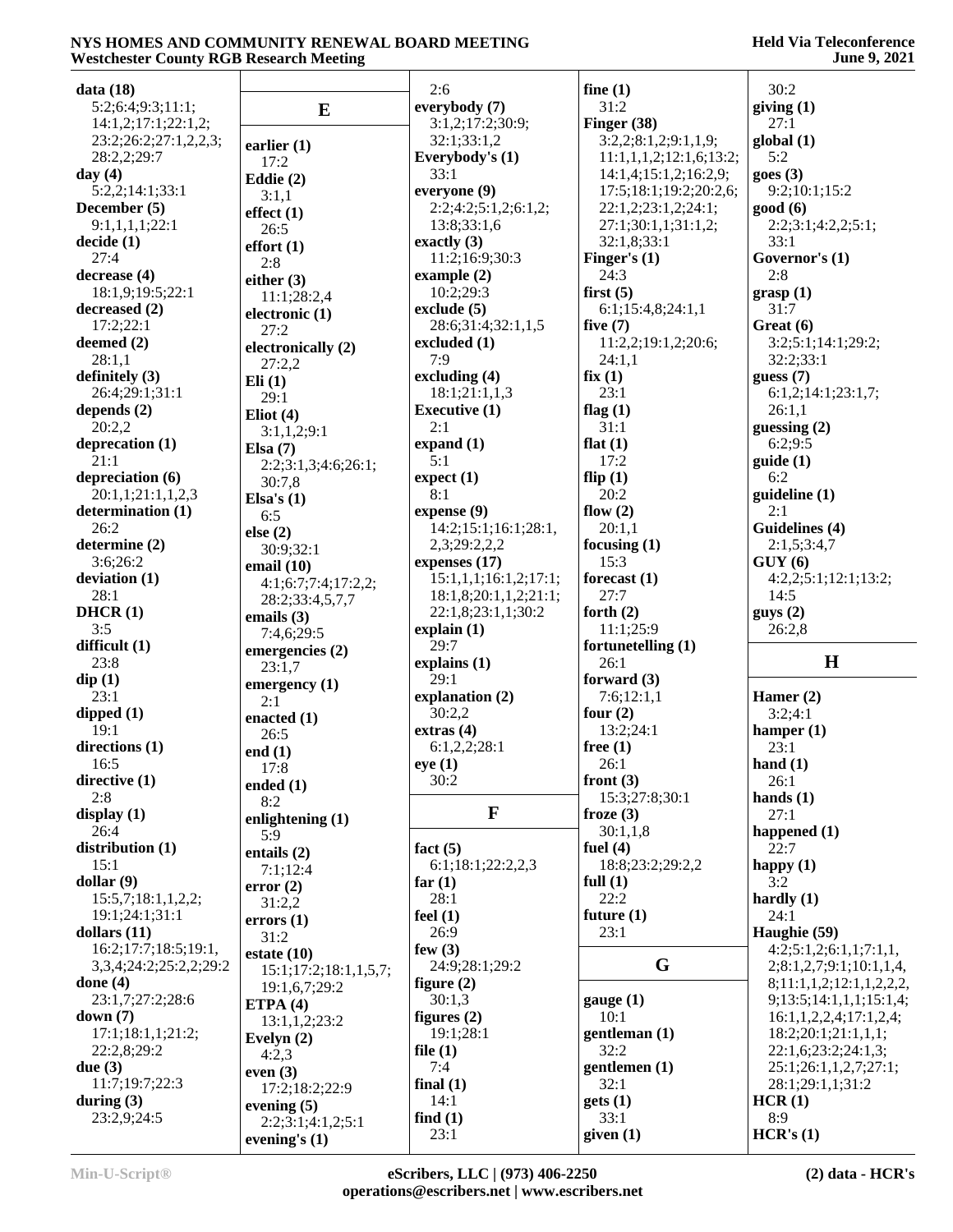**data (18)**
5:2;6:4;9:3;11:1;
14:1,2;17:1;22:1,2;
23:2;26:2;27:1,2,2,3;
28:2,2;29:7

**day (4)**
5:2,2;14:1;33:1

**December (5)**
9:1,1,1,1;22:1

**decide (1)**
27:4

**decrease (4)**
18:1,9;19:5;22:1

**decreased (2)**
17:2;22:1

**deemed (2)**
28:1,1

**definitely (3)**
26:4;29:1;31:1

**depends (2)**
20:2,2

**deprecation (1)**
21:1

**depreciation (6)**
20:1,1;21:1,1,2,3

**determination (1)**
26:2

**determine (2)**
3:6;26:2

**deviation (1)**
28:1

**DHCR (1)**
3:5

**difficult (1)**
23:8

**dip (1)**
23:1

**dipped (1)**
19:1

**directions (1)**
16:5

**directive (1)**
2:8

**display (1)**
26:4

**distribution (1)**
15:1

**dollar (9)**
15:5,7;18:1,1,2,2;
19:1;24:1;31:1

**dollars (11)**
16:2;17:7;18:5;19:1,
3,3,4;24:2;25:2,2;29:2

**done (4)**
23:1,7;27:2;28:6

**down (7)**
17:1;18:1,1;21:2;
22:2,8;29:2

**due (3)**
11:7;19:7;22:3

**during (3)**
23:2,9;24:5

## E

**earlier (1)**
17:2

**Eddie (2)**
3:1,1

**effect (1)**
26:5

**effort (1)**
2:8

**either (3)**
11:1;28:2,4

**electronic (1)**
27:2

**electronically (2)**
27:2,2

**Eli (1)**
29:1

**Eliot (4)**
3:1,1,2;9:1

**Elsa (7)**
2:2;3:1,3;4:6;26:1;
30:7,8

**Elsa's (1)**
6:5

**else (2)**
30:9;32:1

**email (10)**
4:1;6:7;7:4;17:2,2;
28:2;33:4,5,7,7

**emails (3)**
7:4,6;29:5

**emergencies (2)**
23:1,7

**emergency (1)**
2:1

**enacted (1)**
26:5

**end (1)**
17:8

**ended (1)**
8:2

**enlightening (1)**
5:9

**entails (2)**
7:1;12:4

**error (2)**
31:2,2

**errors (1)**
31:2

**estate (10)**
15:1;17:2;18:1,1,5,7;
19:1,6,7;29:2

**ETPA (4)**
13:1,1,2;23:2

**Evelyn (2)**
4:2,3

**even (3)**
17:2;18:2;22:9

**evening (5)**
2:2;3:1;4:1,2;5:1

**evening's (1)**
2:6

**everybody (7)**
3:1,2;17:2;30:9;
32:1;33:1,2

**Everybody's (1)**
33:1

**everyone (9)**
2:2;4:2;5:1,2;6:1,2;
13:8;33:1,6

**exactly (3)**
11:2;16:9;30:3

**example (2)**
10:2;29:3

**exclude (5)**
28:6;31:4;32:1,1,5

**excluded (1)**
7:9

**excluding (4)**
18:1;21:1,1,3

**Executive (1)**
2:1

**expand (1)**
5:1

**expect (1)**
8:1

**expense (9)**
14:2;15:1;16:1;28:1,
2,3;29:2,2,2

**expenses (17)**
15:1,1,1;16:1,2;17:1;
18:1,8;20:1,1,2;21:1;
22:1,8;23:1,1;30:2

**explain (1)**
29:7

**explains (1)**
29:1

**explanation (2)**
30:2,2

**extras (4)**
6:1,2,2;28:1

**eye (1)**
30:2

## F

**fact (5)**
6:1;18:1;22:2,2,3

**far (1)**
28:1

**feel (1)**
26:9

**few (3)**
24:9;28:1;29:2

**figure (2)**
30:1,3

**figures (2)**
19:1;28:1

**file (1)**
7:4

**final (1)**
14:1

**find (1)**
23:1

**fine (1)**
31:2

**Finger (38)**
3:2,2;8:1,2;9:1,1,9;
11:1,1,1,2;12:1,6;13:2;
14:1,4;15:1,2;16:2,9;
17:5;18:1;19:2;20:2,6;
22:1,2;23:1,2;24:1;
27:1;30:1,1;31:1,2;
32:1,8;33:1

**Finger's (1)**
24:3

**first (5)**
6:1;15:4,8;24:1,1

**five (7)**
11:2,2;19:1,2;20:6;
24:1,1

**fix (1)**
23:1

**flag (1)**
31:1

**flat (1)**
17:2

**flip (1)**
20:2

**flow (2)**
20:1,1

**focusing (1)**
15:3

**forecast (1)**
27:7

**forth (2)**
11:1;25:9

**fortunetelling (1)**
26:1

**forward (3)**
7:6;12:1,1

**four (2)**
13:2;24:1

**free (1)**
26:1

**front (3)**
15:3;27:8;30:1

**froze (3)**
30:1,1,8

**fuel (4)**
18:8;23:2;29:2,2

**full (1)**
22:2

**future (1)**
23:1

## G

**gauge (1)**
10:1

**gentleman (1)**
32:2

**gentlemen (1)**
32:1

**gets (1)**
33:1

**given (1)**
30:2

**giving (1)**
27:1

**global (1)**
5:2

**goes (3)**
9:2;10:1;15:2

**good (6)**
2:2;3:1;4:2,2;5:1;
33:1

**Governor's (1)**
2:8

**grasp (1)**
31:7

**Great (6)**
3:2;5:1;14:1;29:2;
32:2;33:1

**guess (7)**
6:1,2;14:1;23:1,7;
26:1,1

**guessing (2)**
6:2;9:5

**guide (1)**
6:2

**guideline (1)**
2:1

**Guidelines (4)**
2:1,5;3:4,7

**GUY (6)**
4:2,2;5:1;12:1;13:2;
14:5

**guys (2)**
26:2,8

## H

**Hamer (2)**
3:2;4:1

**hamper (1)**
23:1

**hand (1)**
26:1

**hands (1)**
27:1

**happened (1)**
22:7

**happy (1)**
3:2

**hardly (1)**
24:1

**Haughie (59)**
4:2;5:1,2;6:1,1;7:1,1,
2;8:1,2,7;9:1;10:1,1,4,
8;11:1,1,2;12:1,1,2,2,2,
9;13:5;14:1,1,1;15:1,4;
16:1,1,2,2,4;17:1,2,4;
18:2;20:1;21:1,1,1;
22:1,6;23:2;24:1,3;
25:1;26:1,1,2,7;27:1;
28:1;29:1,1;31:2

**HCR (1)**
8:9

**HCR's (1)**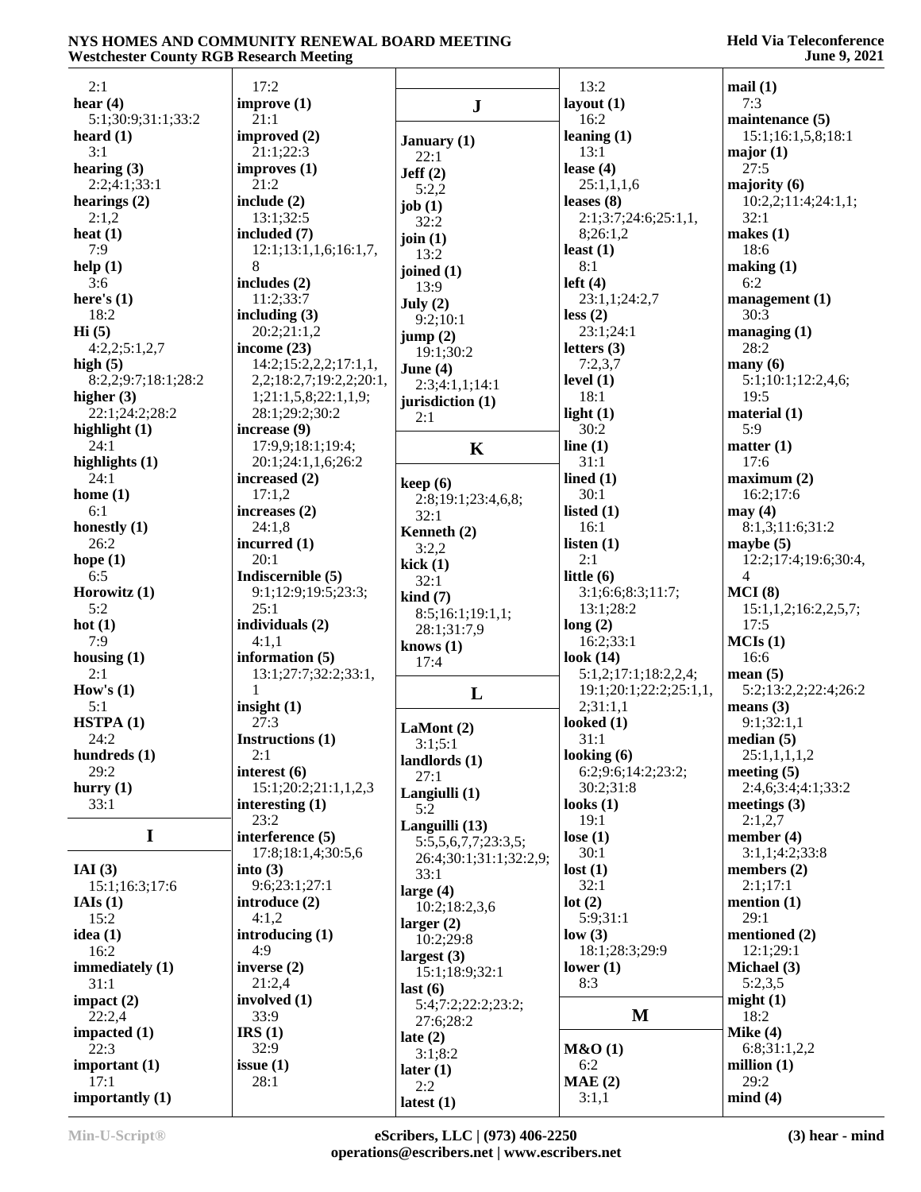2:1
**hear (4)**
5:1;30:9;31:1;33:2
**heard (1)**
3:1
**hearing (3)**
2:2;4:1;33:1
**hearings (2)**
2:1,2
**heat (1)**
7:9
**help (1)**
3:6
**here's (1)**
18:2
**Hi (5)**
4:2,2;5:1,2,7
**high (5)**
8:2,2;9:7;18:1;28:2
**higher (3)**
22:1;24:2;28:2
**highlight (1)**
24:1
**highlights (1)**
24:1
**home (1)**
6:1
**honestly (1)**
26:2
**hope (1)**
6:5
**Horowitz (1)**
5:2
**hot (1)**
7:9
**housing (1)**
2:1
**How's (1)**
5:1
**HSTPA (1)**
24:2
**hundreds (1)**
29:2
**hurry (1)**
33:1

## I

**IAI (3)**
15:1;16:3;17:6
**IAIs (1)**
15:2
**idea (1)**
16:2
**immediately (1)**
31:1
**impact (2)**
22:2,4
**impacted (1)**
22:3
**important (1)**
17:1
**importantly (1)**
17:2
**improve (1)**
21:1
**improved (2)**
21:1;22:3
**improves (1)**
21:2
**include (2)**
13:1;32:5
**included (7)**
12:1;13:1,1,6;16:1,7,8
**includes (2)**
11:2;33:7
**including (3)**
20:2;21:1,2
**income (23)**
14:2;15:2,2,2;17:1,1,2,2;18:2,7;19:2,2;20:1,1;21:1,5,8;22:1,1,9;28:1;29:2;30:2
**increase (9)**
17:9,9;18:1;19:4;20:1;24:1,1,6;26:2
**increased (2)**
17:1,2
**increases (2)**
24:1,8
**incurred (1)**
20:1
**Indiscernible (5)**
9:1;12:9;19:5;23:3;25:1
**individuals (2)**
4:1,1
**information (5)**
13:1;27:7;32:2;33:1,1
**insight (1)**
27:3
**Instructions (1)**
2:1
**interest (6)**
15:1;20:2;21:1,1,2,3
**interesting (1)**
23:2
**interference (5)**
17:8;18:1,4;30:5,6
**into (3)**
9:6;23:1;27:1
**introduce (2)**
4:1,2
**introducing (1)**
4:9
**inverse (2)**
21:2,4
**involved (1)**
33:9
**IRS (1)**
32:9
**issue (1)**
28:1

## J

**January (1)**
22:1
**Jeff (2)**
5:2,2
**job (1)**
32:2
**join (1)**
13:2
**joined (1)**
13:9
**July (2)**
9:2;10:1
**jump (2)**
19:1;30:2
**June (4)**
2:3;4:1,1;14:1
**jurisdiction (1)**
2:1

## K

**keep (6)**
2:8;19:1;23:4,6,8;32:1
**Kenneth (2)**
3:2,2
**kick (1)**
32:1
**kind (7)**
8:5;16:1;19:1,1;28:1;31:7,9
**knows (1)**
17:4

## L

**LaMont (2)**
3:1;5:1
**landlords (1)**
27:1
**Langiulli (1)**
5:2
**Languilli (13)**
5:5,5,6,7,7;23:3,5;26:4;30:1;31:1;32:2,9;33:1
**large (4)**
10:2;18:2,3,6
**larger (2)**
10:2;29:8
**largest (3)**
15:1;18:9;32:1
**last (6)**
5:4;7:2;22:2;23:2;27:6;28:2
**late (2)**
3:1;8:2
**later (1)**
2:2
**latest (1)**
13:2
**layout (1)**
16:2
**leaning (1)**
13:1
**lease (4)**
25:1,1,1,6
**leases (8)**
2:1;3:7;24:6;25:1,1,8;26:1,2
**least (1)**
8:1
**left (4)**
23:1,1;24:2,7
**less (2)**
23:1;24:1
**letters (3)**
7:2,3,7
**level (1)**
18:1
**light (1)**
30:2
**line (1)**
31:1
**lined (1)**
30:1
**listed (1)**
16:1
**listen (1)**
2:1
**little (6)**
3:1;6:6;8:3;11:7;13:1;28:2
**long (2)**
16:2;33:1
**look (14)**
5:1,2;17:1;18:2,2,4;19:1;20:1;22:2;25:1,1,2;31:1,1
**looked (1)**
31:1
**looking (6)**
6:2;9:6;14:2;23:2;30:2;31:8
**looks (1)**
19:1
**lose (1)**
30:1
**lost (1)**
32:1
**lot (2)**
5:9;31:1
**low (3)**
18:1;28:3;29:9
**lower (1)**
8:3

## M

**M&O (1)**
6:2
**MAE (2)**
3:1,1
**mail (1)**
7:3
**maintenance (5)**
15:1;16:1,5,8;18:1
**major (1)**
27:5
**majority (6)**
10:2,2;11:4;24:1,1;32:1
**makes (1)**
18:6
**making (1)**
6:2
**management (1)**
30:3
**managing (1)**
28:2
**many (6)**
5:1;10:1;12:2,4,6;19:5
**material (1)**
5:9
**matter (1)**
17:6
**maximum (2)**
16:2;17:6
**may (4)**
8:1,3;11:6;31:2
**maybe (5)**
12:2;17:4;19:6;30:4,4
**MCI (8)**
15:1,1,2;16:2,2,5,7;17:5
**MCIs (1)**
16:6
**mean (5)**
5:2;13:2,2;22:4;26:2
**means (3)**
9:1;32:1,1
**median (5)**
25:1,1,1,1,2
**meeting (5)**
2:4,6;3:4;4:1;33:2
**meetings (3)**
2:1,2,7
**member (4)**
3:1,1;4:2;33:8
**members (2)**
2:1;17:1
**mention (1)**
29:1
**mentioned (2)**
12:1;29:1
**Michael (3)**
5:2,3,5
**might (1)**
18:2
**Mike (4)**
6:8;31:1,2,2
**million (1)**
29:2
**mind (4)**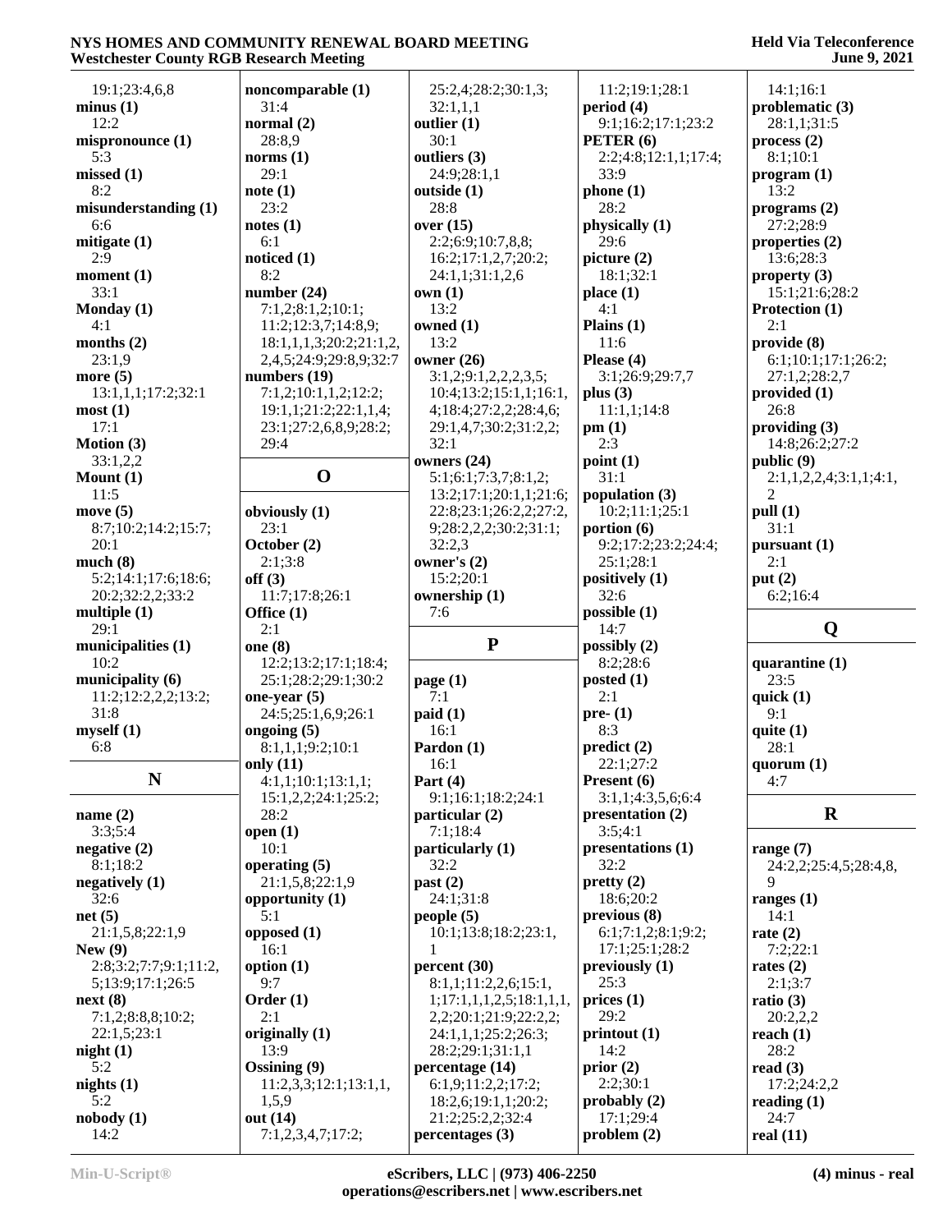19:1;23:4,6,8
**minus (1)**
12:2
**mispronounce (1)**
5:3
**missed (1)**
8:2
**misunderstanding (1)**
6:6
**mitigate (1)**
2:9
**moment (1)**
33:1
**Monday (1)**
4:1
**months (2)**
23:1,9
**more (5)**
13:1,1,1;17:2;32:1
**most (1)**
17:1
**Motion (3)**
33:1,2,2
**Mount (1)**
11:5
**move (5)**
8:7;10:2;14:2;15:7;
20:1
**much (8)**
5:2;14:1;17:6;18:6;
20:2;32:2,2;33:2
**multiple (1)**
29:1
**municipalities (1)**
10:2
**municipality (6)**
11:2;12:2,2,2;13:2;
31:8
**myself (1)**
6:8

## N

**name (2)**
3:3;5:4
**negative (2)**
8:1;18:2
**negatively (1)**
32:6
**net (5)**
21:1,5,8;22:1,9
**New (9)**
2:8;3:2;7:7;9:1;11:2,
5;13:9;17:1;26:5
**next (8)**
7:1,2;8:8,8;10:2;
22:1,5;23:1
**night (1)**
5:2
**nights (1)**
5:2
**nobody (1)**
14:2
**noncomparable (1)**
31:4
**normal (2)**
28:8,9
**norms (1)**
29:1
**note (1)**
23:2
**notes (1)**
6:1
**noticed (1)**
8:2
**number (24)**
7:1,2;8:1,2;10:1;
11:2;12:3,7;14:8,9;
18:1,1,1,3;20:2;21:1,2,
2,4,5;24:9;29:8,9;32:7
**numbers (19)**
7:1,2;10:1,1,2;12:2;
19:1,1;21:2;22:1,1,4;
23:1;27:2,6,8,9;28:2;
29:4

## O

**obviously (1)**
23:1
**October (2)**
2:1;3:8
**off (3)**
11:7;17:8;26:1
**Office (1)**
2:1
**one (8)**
12:2;13:2;17:1;18:4;
25:1;28:2;29:1;30:2
**one-year (5)**
24:5;25:1,6,9;26:1
**ongoing (5)**
8:1,1,1;9:2;10:1
**only (11)**
4:1,1;10:1;13:1,1;
15:1,2,2,2;24:1;25:2;
28:2
**open (1)**
10:1
**operating (5)**
21:1,5,8;22:1,9
**opportunity (1)**
5:1
**opposed (1)**
16:1
**option (1)**
9:7
**Order (1)**
2:1
**originally (1)**
13:9
**Ossining (9)**
11:2,3,3;12:1;13:1,1,
1,5,9
**out (14)**
7:1,2,3,4,7;17:2;
25:2,4;28:2;30:1,3;
32:1,1,1
**outlier (1)**
30:1
**outliers (3)**
24:9;28:1,1
**outside (1)**
28:8
**over (15)**
2:2;6:9;10:7,8,8;
16:2;17:1,2,7;20:2;
24:1,1;31:1,2,6
**own (1)**
13:2
**owned (1)**
13:2
**owner (26)**
3:1,2;9:1,2,2,2,3,5;
10:4;13:2;15:1,1;16:1,
4;18:4;27:2,2;28:4,6;
29:1,4,7;30:2;31:2,2;
32:1
**owners (24)**
5:1;6:1;7:3,7;8:1,2;
13:2;17:1;20:1,1;21:6;
22:8;23:1;26:2,2;27:2,
9;28:2,2,2;30:2;31:1;
32:2,3
**owner's (2)**
15:2;20:1
**ownership (1)**
7:6

## P

**page (1)**
7:1
**paid (1)**
16:1
**Pardon (1)**
16:1
**Part (4)**
9:1;16:1;18:2;24:1
**particular (2)**
7:1;18:4
**particularly (1)**
32:2
**past (2)**
24:1;31:8
**people (5)**
10:1;13:8;18:2;23:1,
1
**percent (30)**
8:1,1;11:2,2,6;15:1,
1;17:1,1,1,2,5;18:1,1,1,
2,2;20:1;21:9;22:2,2;
24:1,1,1;25:2;26:3;
28:2;29:1;31:1,1
**percentage (14)**
6:1,9;11:2,2;17:2;
18:2,6;19:1,1;20:2;
21:2;25:2,2;32:4
**percentages (3)**
11:2;19:1;28:1
**period (4)**
9:1;16:2;17:1;23:2
**PETER (6)**
2:2;4:8;12:1,1;17:4;
33:9
**phone (1)**
28:2
**physically (1)**
29:6
**picture (2)**
18:1;32:1
**place (1)**
4:1
**Plains (1)**
11:6
**Please (4)**
3:1;26:9;29:7,7
**plus (3)**
11:1,1;14:8
**pm (1)**
2:3
**point (1)**
31:1
**population (3)**
10:2;11:1;25:1
**portion (6)**
9:2;17:2;23:2;24:4;
25:1;28:1
**positively (1)**
32:6
**possible (1)**
14:7
**possibly (2)**
8:2;28:6
**posted (1)**
2:1
**pre- (1)**
8:3
**predict (2)**
22:1;27:2
**Present (6)**
3:1,1;4:3,5,6;6:4
**presentation (2)**
3:5;4:1
**presentations (1)**
32:2
**pretty (2)**
18:6;20:2
**previous (8)**
6:1;7:1,2;8:1;9:2;
17:1;25:1;28:2
**previously (1)**
25:3
**prices (1)**
29:2
**printout (1)**
14:2
**prior (2)**
2:2;30:1
**probably (2)**
17:1;29:4
**problem (2)**
14:1;16:1
**problematic (3)**
28:1,1;31:5
**process (2)**
8:1;10:1
**program (1)**
13:2
**programs (2)**
27:2;28:9
**properties (2)**
13:6;28:3
**property (3)**
15:1;21:6;28:2
**Protection (1)**
2:1
**provide (8)**
6:1;10:1;17:1;26:2;
27:1,2;28:2,7
**provided (1)**
26:8
**providing (3)**
14:8;26:2;27:2
**public (9)**
2:1,1,2,2,4;3:1,1;4:1,
2
**pull (1)**
31:1
**pursuant (1)**
2:1
**put (2)**
6:2;16:4

## Q

**quarantine (1)**
23:5
**quick (1)**
9:1
**quite (1)**
28:1
**quorum (1)**
4:7

## R

**range (7)**
24:2,2;25:4,5;28:4,8,
9
**ranges (1)**
14:1
**rate (2)**
7:2;22:1
**rates (2)**
2:1;3:7
**ratio (3)**
20:2,2,2
**reach (1)**
28:2
**read (3)**
17:2;24:2,2
**reading (1)**
24:7
**real (11)**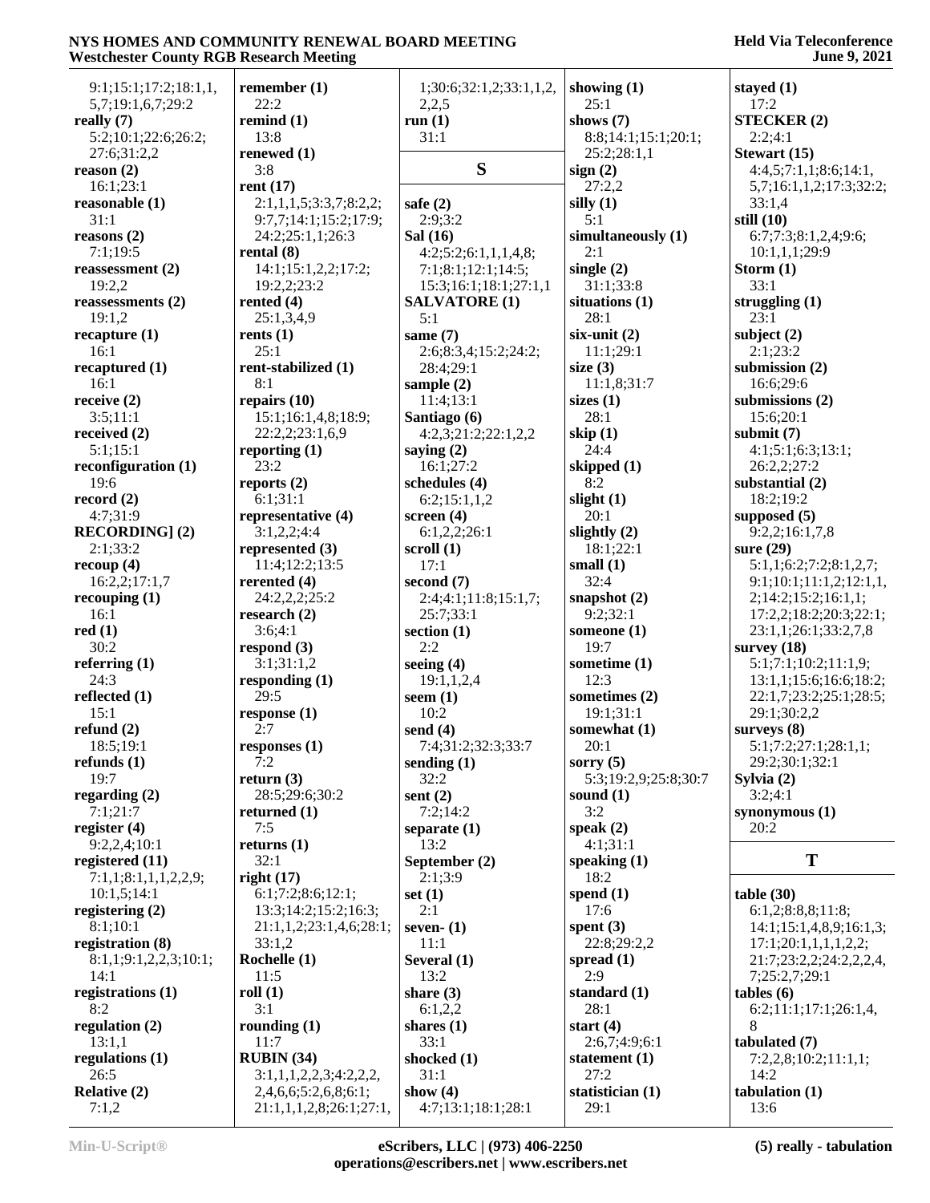9:1;15:1;17:2;18:1,1, 5,7;19:1,6,7;29:2
**really (7)**
5:2;10:1;22:6;26:2; 27:6;31:2,2
**reason (2)**
16:1;23:1
**reasonable (1)**
31:1
**reasons (2)**
7:1;19:5
**reassessment (2)**
19:2,2
**reassessments (2)**
19:1,2
**recapture (1)**
16:1
**recaptured (1)**
16:1
**receive (2)**
3:5;11:1
**received (2)**
5:1;15:1
**reconfiguration (1)**
19:6
**record (2)**
4:7;31:9
**RECORDING] (2)**
2:1;33:2
**recoup (4)**
16:2,2;17:1,7
**recouping (1)**
16:1
**red (1)**
30:2
**referring (1)**
24:3
**reflected (1)**
15:1
**refund (2)**
18:5;19:1
**refunds (1)**
19:7
**regarding (2)**
7:1;21:7
**register (4)**
9:2,2,4;10:1
**registered (11)**
7:1,1;8:1,1,1,2,2,9; 10:1,5;14:1
**registering (2)**
8:1;10:1
**registration (8)**
8:1,1;9:1,2,2,3;10:1; 14:1
**registrations (1)**
8:2
**regulation (2)**
13:1,1
**regulations (1)**
26:5
**Relative (2)**
7:1,2

**remember (1)**
22:2
**remind (1)**
13:8
**renewed (1)**
3:8
**rent (17)**
2:1,1,1,5;3:3,7;8:2,2; 9:7,7;14:1;15:2;17:9; 24:2;25:1,1;26:3
**rental (8)**
14:1;15:1,2,2;17:2; 19:2,2;23:2
**rented (4)**
25:1,3,4,9
**rents (1)**
25:1
**rent-stabilized (1)**
8:1
**repairs (10)**
15:1;16:1,4,8;18:9; 22:2,2;23:1,6,9
**reporting (1)**
23:2
**reports (2)**
6:1;31:1
**representative (4)**
3:1,2,2;4:4
**represented (3)**
11:4;12:2;13:5
**rerented (4)**
24:2,2,2;25:2
**research (2)**
3:6;4:1
**respond (3)**
3:1;31:1,2
**responding (1)**
29:5
**response (1)**
2:7
**responses (1)**
7:2
**return (3)**
28:5;29:6;30:2
**returned (1)**
7:5
**returns (1)**
32:1
**right (17)**
6:1;7:2;8:6;12:1; 13:3;14:2;15:2;16:3; 21:1,1,2;23:1,4,6;28:1; 33:1,2
**Rochelle (1)**
11:5
**roll (1)**
3:1
**rounding (1)**
11:7
**RUBIN (34)**
3:1,1,1,2,2,3;4:2,2,2, 2,4,6,6;5:2,6,8;6:1; 21:1,1,1,2,8;26:1;27:1, 1;30:6;32:1,2;33:1,1,2, 2,2,5
**run (1)**
31:1

## S

**safe (2)**
2:9;3:2
**Sal (16)**
4:2;5:2;6:1,1,1,4,8; 7:1;8:1;12:1;14:5; 15:3;16:1;18:1;27:1,1
**SALVATORE (1)**
5:1
**same (7)**
2:6;8:3,4;15:2;24:2; 28:4;29:1
**sample (2)**
11:4;13:1
**Santiago (6)**
4:2,3;21:2;22:1,2,2
**saying (2)**
16:1;27:2
**schedules (4)**
6:2;15:1,1,2
**screen (4)**
6:1,2,2;26:1
**scroll (1)**
17:1
**second (7)**
2:4;4:1;11:8;15:1,7; 25:7;33:1
**section (1)**
2:2
**seeing (4)**
19:1,1,2,4
**seem (1)**
10:2
**send (4)**
7:4;31:2;32:3;33:7
**sending (1)**
32:2
**sent (2)**
7:2;14:2
**separate (1)**
13:2
**September (2)**
2:1;3:9
**set (1)**
2:1
**seven- (1)**
11:1
**Several (1)**
13:2
**share (3)**
6:1,2,2
**shares (1)**
33:1
**shocked (1)**
31:1
**show (4)**
4:7;13:1;18:1;28:1

**showing (1)**
25:1
**shows (7)**
8:8;14:1;15:1;20:1; 25:2;28:1,1
**sign (2)**
27:2,2
**silly (1)**
5:1
**simultaneously (1)**
2:1
**single (2)**
31:1;33:8
**situations (1)**
28:1
**six-unit (2)**
11:1;29:1
**size (3)**
11:1,8;31:7
**sizes (1)**
28:1
**skip (1)**
24:4
**skipped (1)**
8:2
**slight (1)**
20:1
**slightly (2)**
18:1;22:1
**small (1)**
32:4
**snapshot (2)**
9:2;32:1
**someone (1)**
19:7
**sometime (1)**
12:3
**sometimes (2)**
19:1;31:1
**somewhat (1)**
20:1
**sorry (5)**
5:3;19:2,9;25:8;30:7
**sound (1)**
3:2
**speak (2)**
4:1;31:1
**speaking (1)**
18:2
**spend (1)**
17:6
**spent (3)**
22:8;29:2,2
**spread (1)**
2:9
**standard (1)**
28:1
**start (4)**
2:6,7;4:9;6:1
**statement (1)**
27:2
**statistician (1)**
29:1

**stayed (1)**
17:2
**STECKER (2)**
2:2;4:1
**Stewart (15)**
4:4,5;7:1,1;8:6;14:1, 5,7;16:1,1,2;17:3;32:2; 33:1,4
**still (10)**
6:7;7:3;8:1,2,4;9:6; 10:1,1,1;29:9
**Storm (1)**
33:1
**struggling (1)**
23:1
**subject (2)**
2:1;23:2
**submission (2)**
16:6;29:6
**submissions (2)**
15:6;20:1
**submit (7)**
4:1;5:1;6:3;13:1; 26:2,2;27:2
**substantial (2)**
18:2;19:2
**supposed (5)**
9:2,2;16:1,7,8
**sure (29)**
5:1,1;6:2;7:2;8:1,2,7; 9:1;10:1;11:1,2;12:1,1, 2;14:2;15:2;16:1,1; 17:2,2;18:2;20:3;22:1; 23:1,1;26:1;33:2,7,8
**survey (18)**
5:1;7:1;10:2;11:1,9; 13:1,1;15:6;16:6;18:2; 22:1,7;23:2;25:1;28:5; 29:1;30:2,2
**surveys (8)**
5:1;7:2;27:1;28:1,1; 29:2;30:1;32:1
**Sylvia (2)**
3:2;4:1
**synonymous (1)**
20:2

## T

**table (30)**
6:1,2;8:8,8;11:8; 14:1;15:1,4,8,9;16:1,3; 17:1;20:1,1,1,1,2,2; 21:7;23:2,2;24:2,2,2,4, 7;25:2,7;29:1
**tables (6)**
6:2;11:1;17:1;26:1,4, 8
**tabulated (7)**
7:2,2,8;10:2;11:1,1; 14:2
**tabulation (1)**
13:6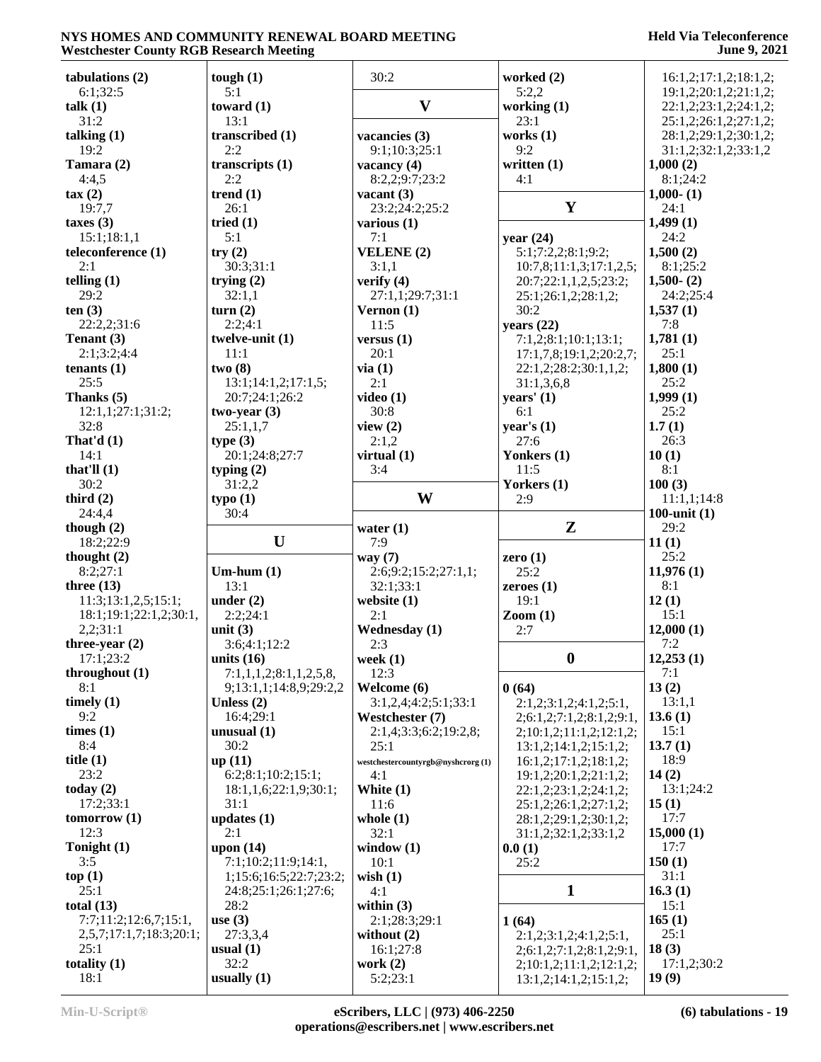**tabulations (2)**
6:1;32:5
**talk (1)**
31:2
**talking (1)**
19:2
**Tamara (2)**
4:4,5
**tax (2)**
19:7,7
**taxes (3)**
15:1;18:1,1
**teleconference (1)**
2:1
**telling (1)**
29:2
**ten (3)**
22:2,2;31:6
**Tenant (3)**
2:1;3:2;4:4
**tenants (1)**
25:5
**Thanks (5)**
12:1,1;27:1;31:2;
32:8
**That'd (1)**
14:1
**that'll (1)**
30:2
**third (2)**
24:4,4
**though (2)**
18:2;22:9
**thought (2)**
8:2;27:1
**three (13)**
11:3;13:1,2,5,5;15:1;
18:1;19:1;22:1,2;30:1,
2,2;31:1
**three-year (2)**
17:1;23:2
**throughout (1)**
8:1
**timely (1)**
9:2
**times (1)**
8:4
**title (1)**
23:2
**today (2)**
17:2;33:1
**tomorrow (1)**
12:3
**Tonight (1)**
3:5
**top (1)**
25:1
**total (13)**
7:7;11:2;12:6,7;15:1,
2,5,7;17:1,7;18:3;20:1;
25:1
**totality (1)**
18:1
**tough (1)**
5:1
**toward (1)**
13:1
**transcribed (1)**
2:2
**transcripts (1)**
2:2
**trend (1)**
26:1
**tried (1)**
5:1
**try (2)**
30:3;31:1
**trying (2)**
32:1,1
**turn (2)**
2:2;4:1
**twelve-unit (1)**
11:1
**two (8)**
13:1;14:1,2;17:1,5;
20:7;24:1;26:2
**two-year (3)**
25:1,1,7
**type (3)**
20:1;24:8;27:7
**typing (2)**
31:2,2
**typo (1)**
30:4

## U

**Um-hum (1)**
13:1
**under (2)**
2:2;24:1
**unit (3)**
3:6;4:1;12:2
**units (16)**
7:1,1,2;8:1,1,2,5,8,
9;13:1,1;14:8,9;29:2,2
**Unless (2)**
16:4;29:1
**unusual (1)**
30:2
**up (11)**
6:2;8:1;10:2;15:1;
18:1,1,6;22:1,9;30:1;
31:1
**updates (1)**
2:1
**upon (14)**
7:1;10:2;11:9;14:1,
1;15:6;16:5;22:7;23:2;
24:8;25:1;26:1;27:6;
28:2
**use (3)**
27:3,3,4
**usual (1)**
32:2
**usually (1)**
30:2

## V

**vacancies (3)**
9:1;10:3;25:1
**vacancy (4)**
8:2,2;9:7;23:2
**vacant (3)**
23:2;24:2;25:2
**various (1)**
7:1
**VELENE (2)**
3:1,1
**verify (4)**
27:1,1;29:7;31:1
**Vernon (1)**
11:5
**versus (1)**
20:1
**via (1)**
2:1
**video (1)**
30:8
**view (2)**
2:1,2
**virtual (1)**
3:4

## W

**water (1)**
7:9
**way (7)**
2:6;9:2;15:2;27:1,1;
32:1;33:1
**website (1)**
2:1
**Wednesday (1)**
2:3
**week (1)**
12:3
**Welcome (6)**
3:1,2,4;4:2;5:1;33:1
**Westchester (7)**
2:1,4;3:3;6:2;19:2,8;
25:1
**westchestercountyrgb@nyshcrorg (1)**
4:1
**White (1)**
11:6
**whole (1)**
32:1
**window (1)**
10:1
**wish (1)**
4:1
**within (3)**
2:1;28:3;29:1
**without (2)**
16:1;27:8
**work (2)**
5:2;23:1
**worked (2)**
5:2,2
**working (1)**
23:1
**works (1)**
9:2
**written (1)**
4:1

## Y

**year (24)**
5:1;7:2,2;8:1;9:2;
10:7,8;11:1,3;17:1,2,5;
20:7;22:1,1,2,5;23:2;
25:1;26:1,2;28:1,2;
30:2
**years (22)**
7:1,2;8:1;10:1;13:1;
17:1,7,8;19:1,2;20:2,7;
22:1,2;28:2;30:1,1,2;
31:1,3,6,8
**years' (1)**
6:1
**year's (1)**
27:6
**Yonkers (1)**
11:5
**Yorkers (1)**
2:9

## Z

**zero (1)**
25:2
**zeroes (1)**
19:1
**Zoom (1)**
2:7

## 0

**0 (64)**
2:1,2;3:1,2;4:1,2;5:1,
2;6:1,2;7:1,2;8:1,2;9:1,
2;10:1,2;11:1,2;12:1,2;
13:1,2;14:1,2;15:1,2;
16:1,2;17:1,2;18:1,2;
19:1,2;20:1,2;21:1,2;
22:1,2;23:1,2;24:1,2;
25:1,2;26:1,2;27:1,2;
28:1,2;29:1,2;30:1,2;
31:1,2;32:1,2;33:1,2
**0.0 (1)**
25:2

## 1

**1 (64)**
2:1,2;3:1,2;4:1,2;5:1,
2;6:1,2;7:1,2;8:1,2;9:1,
2;10:1,2;11:1,2;12:1,2;
13:1,2;14:1,2;15:1,2;
16:1,2;17:1,2;18:1,2;
19:1,2;20:1,2;21:1,2;
22:1,2;23:1,2;24:1,2;
25:1,2;26:1,2;27:1,2;
28:1,2;29:1,2;30:1,2;
31:1,2;32:1,2;33:1,2
**1,000 (2)**
8:1;24:2
**1,000- (1)**
24:1
**1,499 (1)**
24:2
**1,500 (2)**
8:1;25:2
**1,500- (2)**
24:2;25:4
**1,537 (1)**
7:8
**1,781 (1)**
25:1
**1,800 (1)**
25:2
**1,999 (1)**
25:2
**1.7 (1)**
26:3
**10 (1)**
8:1
**100 (3)**
11:1,1;14:8
**100-unit (1)**
29:2
**11 (1)**
25:2
**11,976 (1)**
8:1
**12 (1)**
15:1
**12,000 (1)**
7:2
**12,253 (1)**
7:1
**13 (2)**
13:1,1
**13.6 (1)**
15:1
**13.7 (1)**
18:9
**14 (2)**
13:1;24:2
**15 (1)**
17:7
**15,000 (1)**
17:7
**150 (1)**
31:1
**16.3 (1)**
15:1
**165 (1)**
25:1
**18 (3)**
17:1,2;30:2
**19 (9)**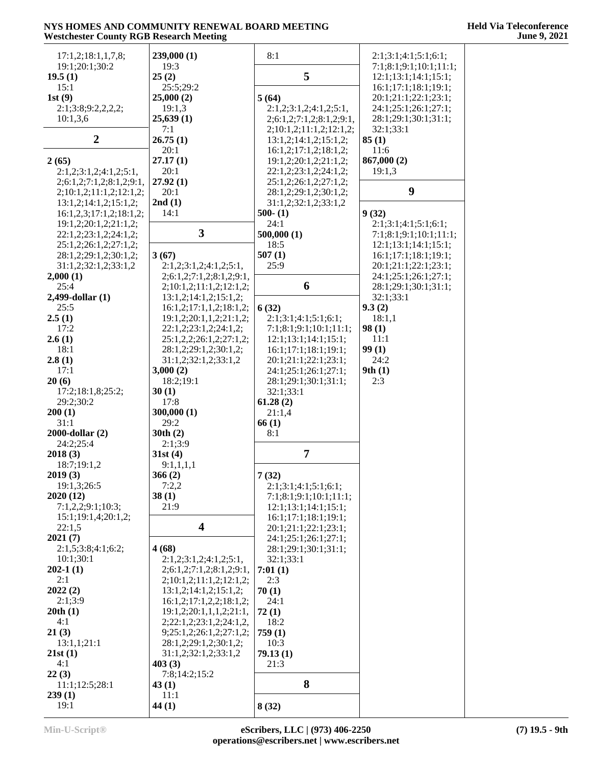17:1,2;18:1,1,7,8;
19:1;20:1;30:2

**19.5 (1)**
15:1

**1st (9)**
2:1;3:8;9:2,2,2,2;
10:1,3,6

## 2

**2 (65)**
2:1,2;3:1,2;4:1,2;5:1,
2;6:1,2;7:1,2;8:1,2;9:1,
2;10:1,2;11:1,2;12:1,2;
13:1,2;14:1,2;15:1,2;
16:1,2,3;17:1,2;18:1,2;
19:1,2;20:1,2;21:1,2;
22:1,2;23:1,2;24:1,2;
25:1,2;26:1,2;27:1,2;
28:1,2;29:1,2;30:1,2;
31:1,2;32:1,2;33:1,2

**2,000 (1)**
25:4

**2,499-dollar (1)**
25:5

**2.5 (1)**
17:2

**2.6 (1)**
18:1

**2.8 (1)**
17:1

**20 (6)**
17:2;18:1,8;25:2;
29:2;30:2

**200 (1)**
31:1

**2000-dollar (2)**
24:2;25:4

**2018 (3)**
18:7;19:1,2

**2019 (3)**
19:1,3;26:5

**2020 (12)**
7:1,2,2;9:1;10:3;
15:1;19:1,4;20:1,2;
22:1,5

**2021 (7)**
2:1,5;3:8;4:1;6:2;
10:1;30:1

**202-1 (1)**
2:1

**2022 (2)**
2:1;3:9

**20th (1)**
4:1

**21 (3)**
13:1,1;21:1

**21st (1)**
4:1

**22 (3)**
11:1;12:5;28:1

**239 (1)**
19:1

**239,000 (1)**
19:3

**25 (2)**
25:5;29:2

**25,000 (2)**
19:1,3

**25,639 (1)**
7:1

**26.75 (1)**
20:1

**27.17 (1)**
20:1

**27.92 (1)**
20:1

**2nd (1)**
14:1

## 3

**3 (67)**
2:1,2;3:1,2;4:1,2;5:1,
2;6:1,2;7:1,2;8:1,2;9:1,
2;10:1,2;11:1,2;12:1,2;
13:1,2;14:1,2;15:1,2;
16:1,2;17:1,1,2;18:1,2;
19:1,2;20:1,1,2;21:1,2;
22:1,2;23:1,2;24:1,2;
25:1,2,2;26:1,2;27:1,2;
28:1,2;29:1,2;30:1,2;
31:1,2;32:1,2;33:1,2

**3,000 (2)**
18:2;19:1

**30 (1)**
17:8

**300,000 (1)**
29:2

**30th (2)**
2:1;3:9

**31st (4)**
9:1,1,1,1

**366 (2)**
7:2,2

**38 (1)**
21:9

## 4

**4 (68)**
2:1,2;3:1,2;4:1,2;5:1,
2;6:1,2;7:1,2;8:1,2;9:1,
2;10:1,2;11:1,2;12:1,2;
13:1,2;14:1,2;15:1,2;
16:1,2;17:1,2,2;18:1,2;
19:1,2;20:1,1,1,2;21:1,
2;22:1,2;23:1,2;24:1,2,
9;25:1,2;26:1,2;27:1,2;
28:1,2;29:1,2;30:1,2;
31:1,2;32:1,2;33:1,2

**403 (3)**
7:8;14:2;15:2

**43 (1)**
11:1

**44 (1)**
8:1

## 5

**5 (64)**
2:1,2;3:1,2;4:1,2;5:1,
2;6:1,2;7:1,2;8:1,2;9:1,
2;10:1,2;11:1,2;12:1,2;
13:1,2;14:1,2;15:1,2;
16:1,2;17:1,2;18:1,2;
19:1,2;20:1,2;21:1,2;
22:1,2;23:1,2;24:1,2;
25:1,2;26:1,2;27:1,2;
28:1,2;29:1,2;30:1,2;
31:1,2;32:1,2;33:1,2

**500- (1)**
24:1

**500,000 (1)**
18:5

**507 (1)**
25:9

## 6

**6 (32)**
2:1;3:1;4:1;5:1;6:1;
7:1;8:1;9:1;10:1;11:1;
12:1;13:1;14:1;15:1;
16:1;17:1;18:1;19:1;
20:1;21:1;22:1;23:1;
24:1;25:1;26:1;27:1;
28:1;29:1;30:1;31:1;
32:1;33:1

**61.28 (2)**
21:1,4

**66 (1)**
8:1

## 7

**7 (32)**
2:1;3:1;4:1;5:1;6:1;
7:1;8:1;9:1;10:1;11:1;
12:1;13:1;14:1;15:1;
16:1;17:1;18:1;19:1;
20:1;21:1;22:1;23:1;
24:1;25:1;26:1;27:1;
28:1;29:1;30:1;31:1;
32:1;33:1

**7:01 (1)**
2:3

**70 (1)**
24:1

**72 (1)**
18:2

**759 (1)**
10:3

**79.13 (1)**
21:3

## 8

**8 (32)**
2:1;3:1;4:1;5:1;6:1;
7:1;8:1;9:1;10:1;11:1;
12:1;13:1;14:1;15:1;
16:1;17:1;18:1;19:1;
20:1;21:1;22:1;23:1;
24:1;25:1;26:1;27:1;
28:1;29:1;30:1;31:1;
32:1;33:1

**85 (1)**
11:6

**867,000 (2)**
19:1,3

## 9

**9 (32)**
2:1;3:1;4:1;5:1;6:1;
7:1;8:1;9:1;10:1;11:1;
12:1;13:1;14:1;15:1;
16:1;17:1;18:1;19:1;
20:1;21:1;22:1;23:1;
24:1;25:1;26:1;27:1;
28:1;29:1;30:1;31:1;
32:1;33:1

**9.3 (2)**
18:1,1

**98 (1)**
11:1

**99 (1)**
24:2

**9th (1)**
2:3